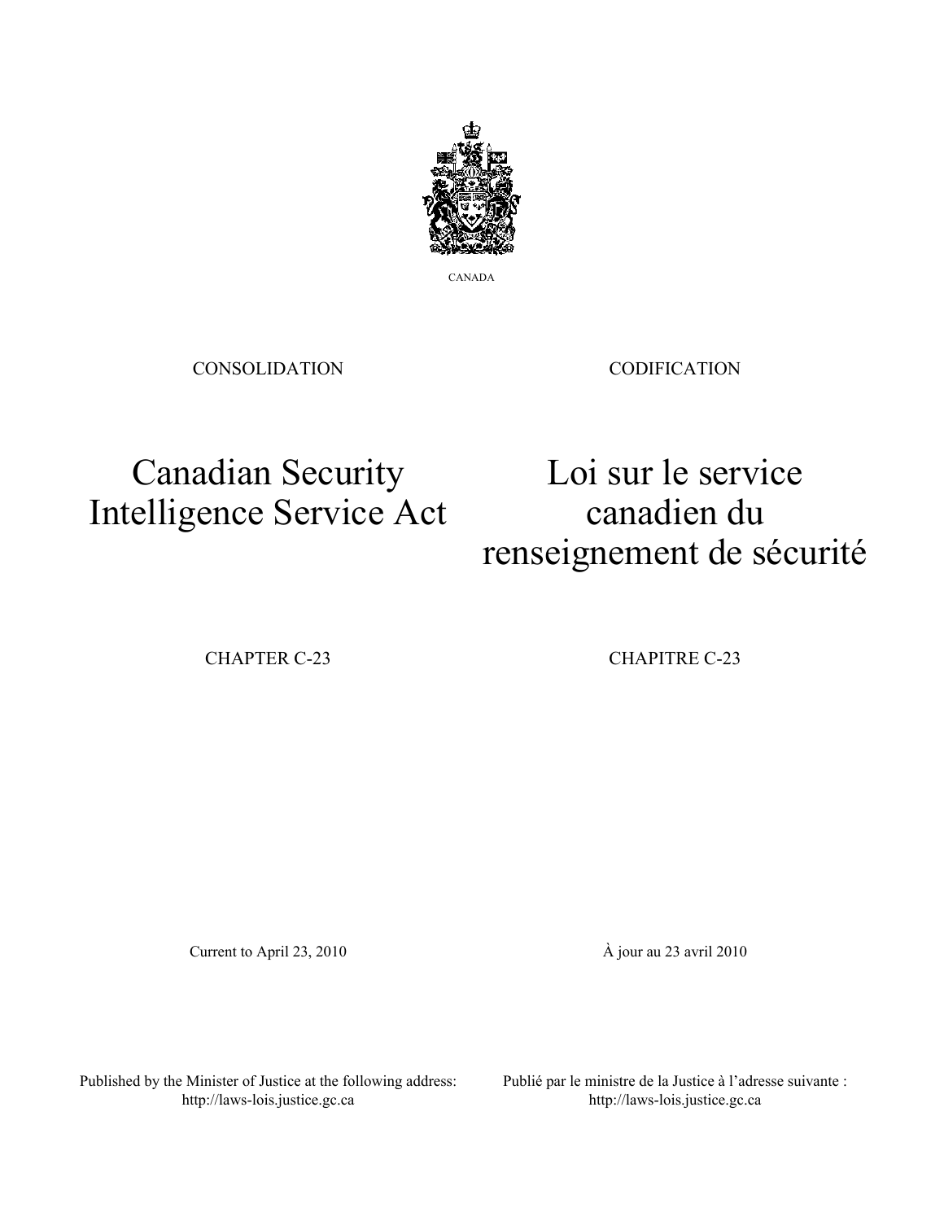CANADA

CONSOLIDATION

# Canadian Security Intelligence Service Act

CHAPTER C-23

Current to April 23, 2010

Published by the Minister of Justice at the following address:
http://laws-lois.justice.gc.ca

CODIFICATION

# Loi sur le service canadien du renseignement de sécurité

CHAPITRE C-23

À jour au 23 avril 2010

Publié par le ministre de la Justice à l'adresse suivante :
http://laws-lois.justice.gc.ca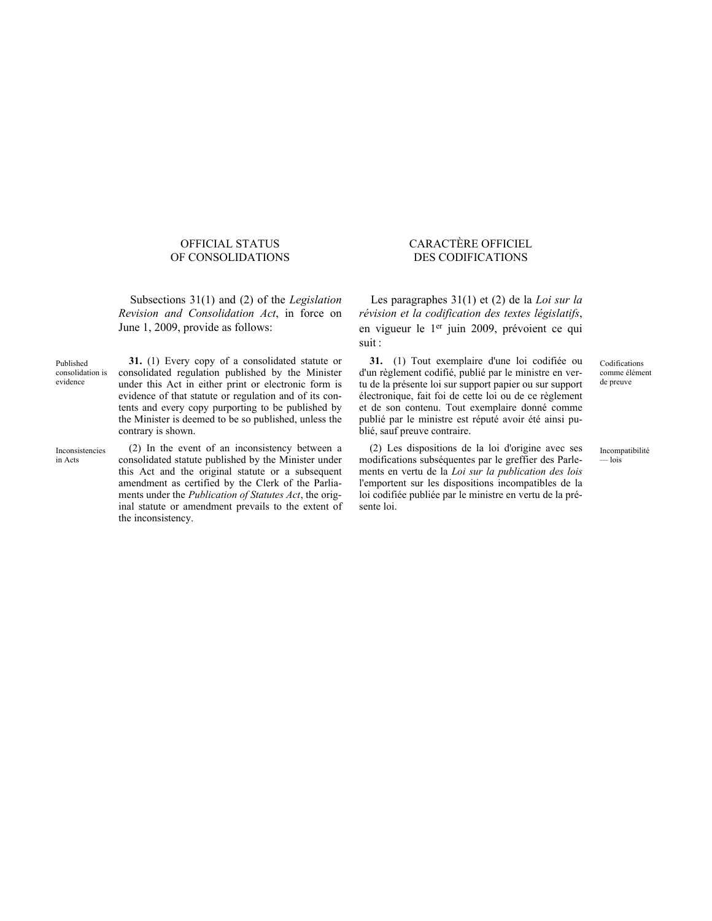## OFFICIAL STATUS OF CONSOLIDATIONS

Subsections 31(1) and (2) of the *Legislation Revision and Consolidation Act*, in force on June 1, 2009, provide as follows:

Published consolidation is evidence

**31.** (1) Every copy of a consolidated statute or consolidated regulation published by the Minister under this Act in either print or electronic form is evidence of that statute or regulation and of its contents and every copy purporting to be published by the Minister is deemed to be so published, unless the contrary is shown.

Inconsistencies in Acts

(2) In the event of an inconsistency between a consolidated statute published by the Minister under this Act and the original statute or a subsequent amendment as certified by the Clerk of the Parliaments under the *Publication of Statutes Act*, the original statute or amendment prevails to the extent of the inconsistency.

## CARACTÈRE OFFICIEL DES CODIFICATIONS

Les paragraphes 31(1) et (2) de la *Loi sur la révision et la codification des textes législatifs*, en vigueur le 1er juin 2009, prévoient ce qui suit :

Codifications comme élément de preuve

**31.** (1) Tout exemplaire d'une loi codifiée ou d'un règlement codifié, publié par le ministre en vertu de la présente loi sur support papier ou sur support électronique, fait foi de cette loi ou de ce règlement et de son contenu. Tout exemplaire donné comme publié par le ministre est réputé avoir été ainsi publié, sauf preuve contraire.

Incompatibilité — lois

(2) Les dispositions de la loi d'origine avec ses modifications subséquentes par le greffier des Parlements en vertu de la *Loi sur la publication des lois* l'emportent sur les dispositions incompatibles de la loi codifiée publiée par le ministre en vertu de la présente loi.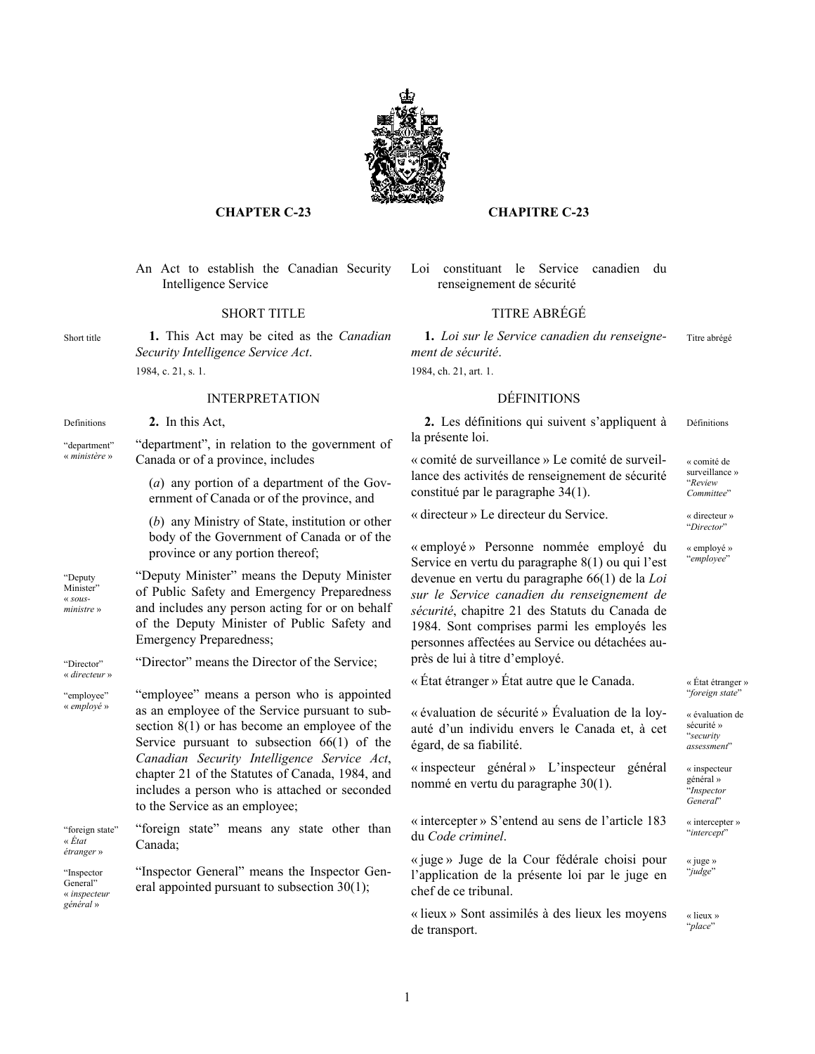**CHAPTER C-23**

**CHAPITRE C-23**

An Act to establish the Canadian Security Intelligence Service

Loi constituant le Service canadien du renseignement de sécurité

## SHORT TITLE

Short title

**1.** This Act may be cited as the *Canadian Security Intelligence Service Act*.

1984, c. 21, s. 1.

## INTERPRETATION

Definitions

**2.** In this Act,

"department" « *ministère* »

"department", in relation to the government of Canada or of a province, includes

(*a*) any portion of a department of the Government of Canada or of the province, and

(*b*) any Ministry of State, institution or other body of the Government of Canada or of the province or any portion thereof;

"Deputy Minister" « *sous-ministre* »

"Deputy Minister" means the Deputy Minister of Public Safety and Emergency Preparedness and includes any person acting for or on behalf of the Deputy Minister of Public Safety and Emergency Preparedness;

"Director" « *directeur* »

"Director" means the Director of the Service;

"employee" « *employé* »

"employee" means a person who is appointed as an employee of the Service pursuant to subsection 8(1) or has become an employee of the Service pursuant to subsection 66(1) of the *Canadian Security Intelligence Service Act*, chapter 21 of the Statutes of Canada, 1984, and includes a person who is attached or seconded to the Service as an employee;

"foreign state" « *État étranger* »

"foreign state" means any state other than Canada;

"Inspector General" « *inspecteur général* »

"Inspector General" means the Inspector General appointed pursuant to subsection 30(1);

## TITRE ABRÉGÉ

Titre abrégé

**1.** *Loi sur le Service canadien du renseignement de sécurité*.

1984, ch. 21, art. 1.

## DÉFINITIONS

Définitions

**2.** Les définitions qui suivent s'appliquent à la présente loi.

« comité de surveillance » "*Review Committee*"

« comité de surveillance » Le comité de surveillance des activités de renseignement de sécurité constitué par le paragraphe 34(1).

« directeur » "*Director*"

« directeur » Le directeur du Service.

« employé » "*employee*"

« employé » Personne nommée employé du Service en vertu du paragraphe 8(1) ou qui l'est devenue en vertu du paragraphe 66(1) de la *Loi sur le Service canadien du renseignement de sécurité*, chapitre 21 des Statuts du Canada de 1984. Sont comprises parmi les employés les personnes affectées au Service ou détachées auprès de lui à titre d'employé.

« État étranger » "*foreign state*"

« État étranger » État autre que le Canada.

« évaluation de sécurité » "*security assessment*"

« évaluation de sécurité » Évaluation de la loyauté d'un individu envers le Canada et, à cet égard, de sa fiabilité.

« inspecteur général » "*Inspector General*"

« inspecteur général » L'inspecteur général nommé en vertu du paragraphe 30(1).

« intercepter » "*intercept*"

« intercepter » S'entend au sens de l'article 183 du *Code criminel*.

« juge » "*judge*"

« juge » Juge de la Cour fédérale choisi pour l'application de la présente loi par le juge en chef de ce tribunal.

« lieux » "*place*"

« lieux » Sont assimilés à des lieux les moyens de transport.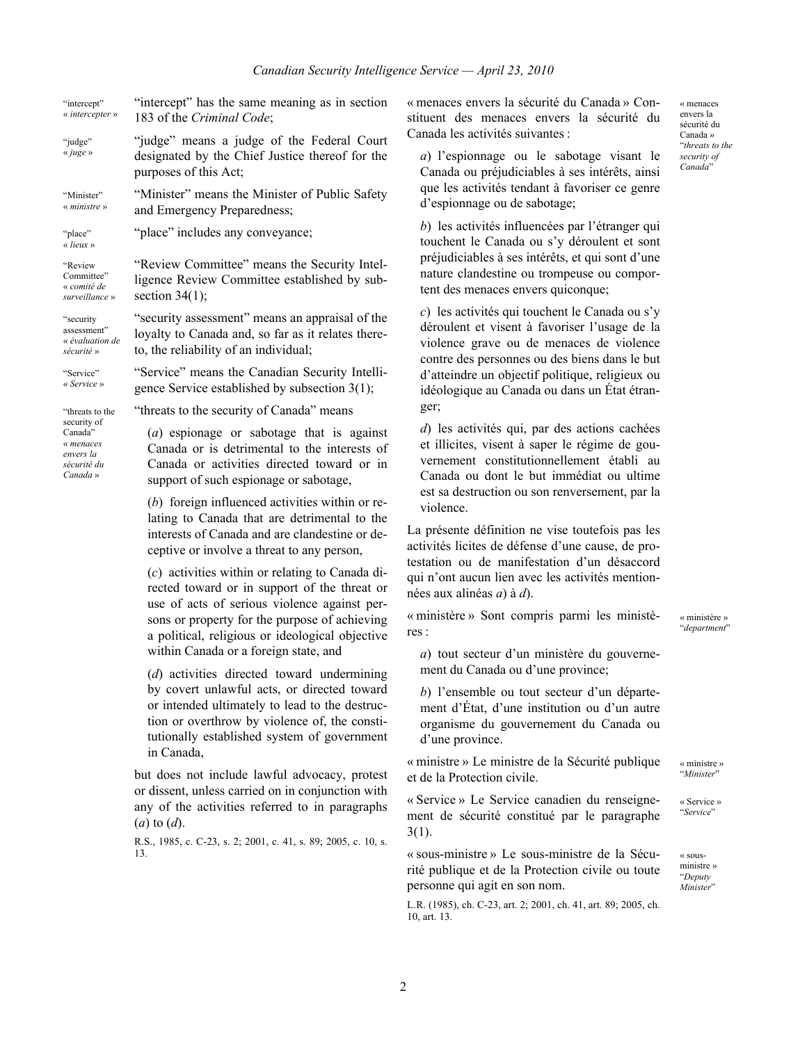"intercept" « *intercepter* »

"intercept" has the same meaning as in section 183 of the *Criminal Code*;

"judge" « *juge* »

"judge" means a judge of the Federal Court designated by the Chief Justice thereof for the purposes of this Act;

"Minister" « *ministre* »

"Minister" means the Minister of Public Safety and Emergency Preparedness;

"place" « *lieux* »

"place" includes any conveyance;

"Review Committee" « *comité de surveillance* »

"Review Committee" means the Security Intelligence Review Committee established by subsection 34(1);

"security assessment" « *évaluation de sécurité* »

"security assessment" means an appraisal of the loyalty to Canada and, so far as it relates thereto, the reliability of an individual;

"Service" « *Service* »

"Service" means the Canadian Security Intelligence Service established by subsection 3(1);

"threats to the security of Canada" « *menaces envers la sécurité du Canada* »

"threats to the security of Canada" means

(*a*) espionage or sabotage that is against Canada or is detrimental to the interests of Canada or activities directed toward or in support of such espionage or sabotage,

(*b*) foreign influenced activities within or relating to Canada that are detrimental to the interests of Canada and are clandestine or deceptive or involve a threat to any person,

(*c*) activities within or relating to Canada directed toward or in support of the threat or use of acts of serious violence against persons or property for the purpose of achieving a political, religious or ideological objective within Canada or a foreign state, and

(*d*) activities directed toward undermining by covert unlawful acts, or directed toward or intended ultimately to lead to the destruction or overthrow by violence of, the constitutionally established system of government in Canada,

but does not include lawful advocacy, protest or dissent, unless carried on in conjunction with any of the activities referred to in paragraphs (*a*) to (*d*).

R.S., 1985, c. C-23, s. 2; 2001, c. 41, s. 89; 2005, c. 10, s. 13.

« menaces envers la sécurité du Canada » "*threats to the security of Canada*"

« menaces envers la sécurité du Canada » Constituent des menaces envers la sécurité du Canada les activités suivantes :

*a*) l'espionnage ou le sabotage visant le Canada ou préjudiciables à ses intérêts, ainsi que les activités tendant à favoriser ce genre d'espionnage ou de sabotage;

*b*) les activités influencées par l'étranger qui touchent le Canada ou s'y déroulent et sont préjudiciables à ses intérêts, et qui sont d'une nature clandestine ou trompeuse ou comportent des menaces envers quiconque;

*c*) les activités qui touchent le Canada ou s'y déroulent et visent à favoriser l'usage de la violence grave ou de menaces de violence contre des personnes ou des biens dans le but d'atteindre un objectif politique, religieux ou idéologique au Canada ou dans un État étranger;

*d*) les activités qui, par des actions cachées et illicites, visent à saper le régime de gouvernement constitutionnellement établi au Canada ou dont le but immédiat ou ultime est sa destruction ou son renversement, par la violence.

La présente définition ne vise toutefois pas les activités licites de défense d'une cause, de protestation ou de manifestation d'un désaccord qui n'ont aucun lien avec les activités mentionnées aux alinéas *a*) à *d*).

« ministère » "*department*"

« ministère » Sont compris parmi les ministères :

*a*) tout secteur d'un ministère du gouvernement du Canada ou d'une province;

*b*) l'ensemble ou tout secteur d'un département d'État, d'une institution ou d'un autre organisme du gouvernement du Canada ou d'une province.

« ministre » "*Minister*"

« ministre » Le ministre de la Sécurité publique et de la Protection civile.

« Service » "*Service*"

« Service » Le Service canadien du renseignement de sécurité constitué par le paragraphe 3(1).

« sous-ministre » "*Deputy Minister*"

« sous-ministre » Le sous-ministre de la Sécurité publique et de la Protection civile ou toute personne qui agit en son nom.

L.R. (1985), ch. C-23, art. 2; 2001, ch. 41, art. 89; 2005, ch. 10, art. 13.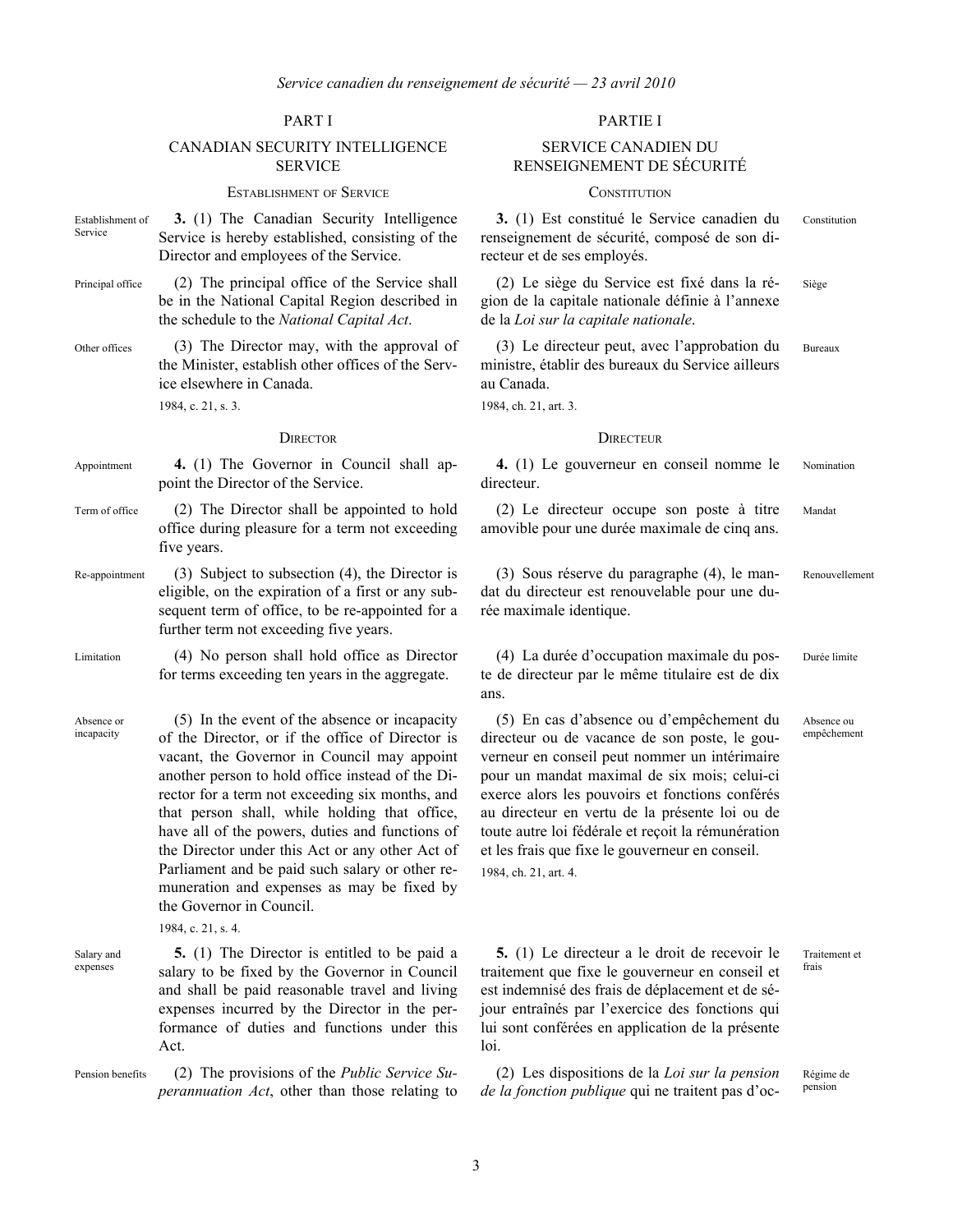## PART I

## CANADIAN SECURITY INTELLIGENCE SERVICE

### ESTABLISHMENT OF SERVICE

Establishment of Service

**3.** (1) The Canadian Security Intelligence Service is hereby established, consisting of the Director and employees of the Service.

Principal office

(2) The principal office of the Service shall be in the National Capital Region described in the schedule to the *National Capital Act*.

Other offices

(3) The Director may, with the approval of the Minister, establish other offices of the Service elsewhere in Canada.

1984, c. 21, s. 3.

### DIRECTOR

Appointment

**4.** (1) The Governor in Council shall appoint the Director of the Service.

Term of office

(2) The Director shall be appointed to hold office during pleasure for a term not exceeding five years.

Re-appointment

(3) Subject to subsection (4), the Director is eligible, on the expiration of a first or any subsequent term of office, to be re-appointed for a further term not exceeding five years.

Limitation

(4) No person shall hold office as Director for terms exceeding ten years in the aggregate.

Absence or incapacity

(5) In the event of the absence or incapacity of the Director, or if the office of Director is vacant, the Governor in Council may appoint another person to hold office instead of the Director for a term not exceeding six months, and that person shall, while holding that office, have all of the powers, duties and functions of the Director under this Act or any other Act of Parliament and be paid such salary or other remuneration and expenses as may be fixed by the Governor in Council.

1984, c. 21, s. 4.

Salary and expenses

**5.** (1) The Director is entitled to be paid a salary to be fixed by the Governor in Council and shall be paid reasonable travel and living expenses incurred by the Director in the performance of duties and functions under this Act.

Pension benefits

(2) The provisions of the *Public Service Superannuation Act*, other than those relating to

## PARTIE I

## SERVICE CANADIEN DU RENSEIGNEMENT DE SÉCURITÉ

### CONSTITUTION

Constitution

**3.** (1) Est constitué le Service canadien du renseignement de sécurité, composé de son directeur et de ses employés.

Siège

(2) Le siège du Service est fixé dans la région de la capitale nationale définie à l'annexe de la *Loi sur la capitale nationale*.

Bureaux

(3) Le directeur peut, avec l'approbation du ministre, établir des bureaux du Service ailleurs au Canada.

1984, ch. 21, art. 3.

### DIRECTEUR

Nomination

**4.** (1) Le gouverneur en conseil nomme le directeur.

Mandat

(2) Le directeur occupe son poste à titre amovible pour une durée maximale de cinq ans.

Renouvellement

(3) Sous réserve du paragraphe (4), le mandat du directeur est renouvelable pour une durée maximale identique.

Durée limite

(4) La durée d'occupation maximale du poste de directeur par le même titulaire est de dix ans.

Absence ou empêchement

(5) En cas d'absence ou d'empêchement du directeur ou de vacance de son poste, le gouverneur en conseil peut nommer un intérimaire pour un mandat maximal de six mois; celui-ci exerce alors les pouvoirs et fonctions conférés au directeur en vertu de la présente loi ou de toute autre loi fédérale et reçoit la rémunération et les frais que fixe le gouverneur en conseil.

1984, ch. 21, art. 4.

Traitement et frais

**5.** (1) Le directeur a le droit de recevoir le traitement que fixe le gouverneur en conseil et est indemnisé des frais de déplacement et de séjour entraînés par l'exercice des fonctions qui lui sont conférées en application de la présente loi.

Régime de pension

(2) Les dispositions de la *Loi sur la pension de la fonction publique* qui ne traitent pas d'oc-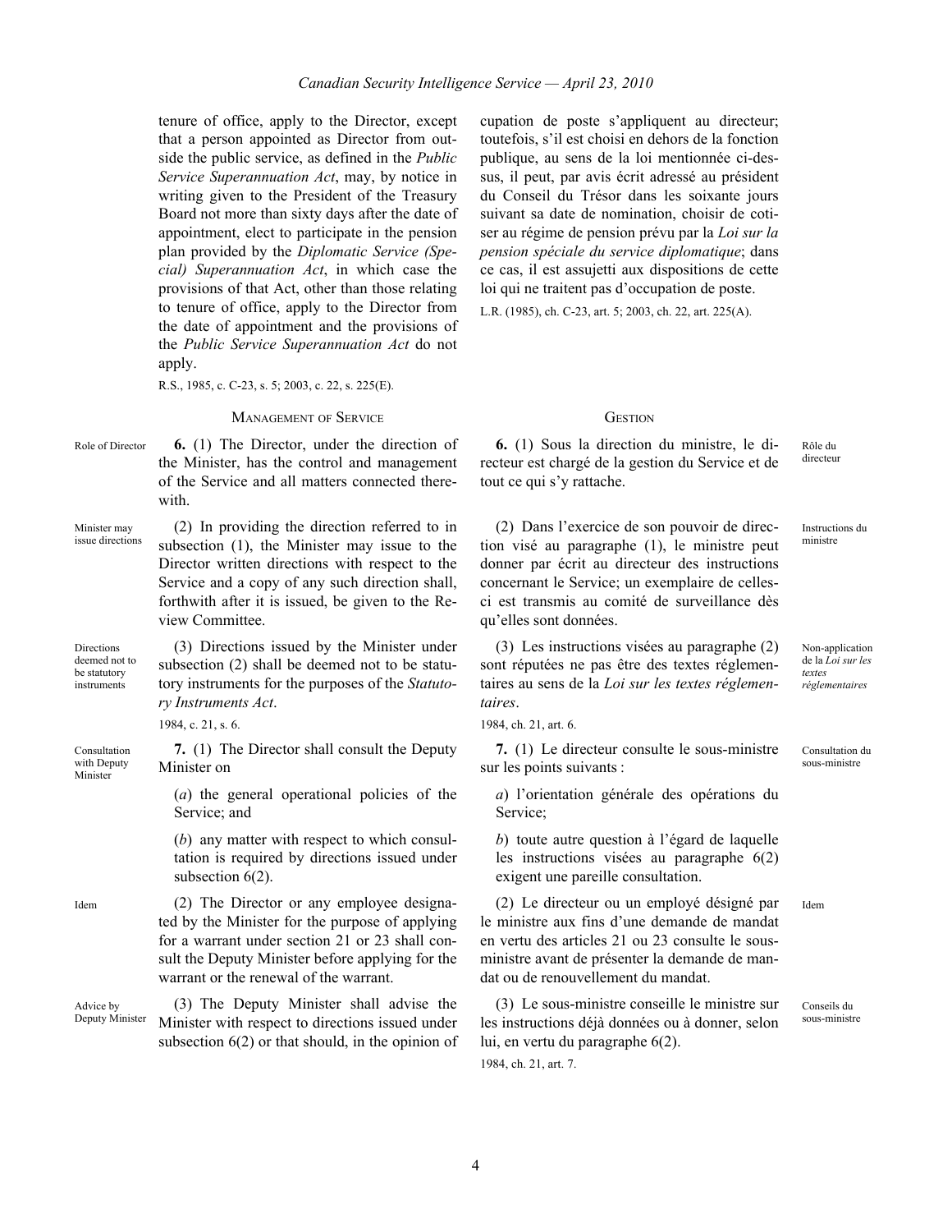tenure of office, apply to the Director, except that a person appointed as Director from outside the public service, as defined in the *Public Service Superannuation Act*, may, by notice in writing given to the President of the Treasury Board not more than sixty days after the date of appointment, elect to participate in the pension plan provided by the *Diplomatic Service (Special) Superannuation Act*, in which case the provisions of that Act, other than those relating to tenure of office, apply to the Director from the date of appointment and the provisions of the *Public Service Superannuation Act* do not apply.

R.S., 1985, c. C-23, s. 5; 2003, c. 22, s. 225(E).

cupation de poste s'appliquent au directeur; toutefois, s'il est choisi en dehors de la fonction publique, au sens de la loi mentionnée ci-dessus, il peut, par avis écrit adressé au président du Conseil du Trésor dans les soixante jours suivant sa date de nomination, choisir de cotiser au régime de pension prévu par la *Loi sur la pension spéciale du service diplomatique*; dans ce cas, il est assujetti aux dispositions de cette loi qui ne traitent pas d'occupation de poste.

L.R. (1985), ch. C-23, art. 5; 2003, ch. 22, art. 225(A).

## MANAGEMENT OF SERVICE

Role of Director

**6.** (1) The Director, under the direction of the Minister, has the control and management of the Service and all matters connected therewith.

Minister may issue directions

(2) In providing the direction referred to in subsection (1), the Minister may issue to the Director written directions with respect to the Service and a copy of any such direction shall, forthwith after it is issued, be given to the Review Committee.

Directions deemed not to be statutory instruments

(3) Directions issued by the Minister under subsection (2) shall be deemed not to be statutory instruments for the purposes of the *Statutory Instruments Act*.

1984, c. 21, s. 6.

Consultation with Deputy Minister

**7.** (1) The Director shall consult the Deputy Minister on

(*a*) the general operational policies of the Service; and

(*b*) any matter with respect to which consultation is required by directions issued under subsection 6(2).

Idem

(2) The Director or any employee designated by the Minister for the purpose of applying for a warrant under section 21 or 23 shall consult the Deputy Minister before applying for the warrant or the renewal of the warrant.

Advice by Deputy Minister

(3) The Deputy Minister shall advise the Minister with respect to directions issued under subsection 6(2) or that should, in the opinion of

## GESTION

Rôle du directeur

**6.** (1) Sous la direction du ministre, le directeur est chargé de la gestion du Service et de tout ce qui s'y rattache.

Instructions du ministre

(2) Dans l'exercice de son pouvoir de direction visé au paragraphe (1), le ministre peut donner par écrit au directeur des instructions concernant le Service; un exemplaire de celles-ci est transmis au comité de surveillance dès qu'elles sont données.

Non-application de la *Loi sur les textes réglementaires*

(3) Les instructions visées au paragraphe (2) sont réputées ne pas être des textes réglementaires au sens de la *Loi sur les textes réglementaires*.

1984, ch. 21, art. 6.

Consultation du sous-ministre

**7.** (1) Le directeur consulte le sous-ministre sur les points suivants :

*a*) l'orientation générale des opérations du Service;

*b*) toute autre question à l'égard de laquelle les instructions visées au paragraphe 6(2) exigent une pareille consultation.

Idem

(2) Le directeur ou un employé désigné par le ministre aux fins d'une demande de mandat en vertu des articles 21 ou 23 consulte le sous-ministre avant de présenter la demande de mandat ou de renouvellement du mandat.

Conseils du sous-ministre

(3) Le sous-ministre conseille le ministre sur les instructions déjà données ou à donner, selon lui, en vertu du paragraphe 6(2).

1984, ch. 21, art. 7.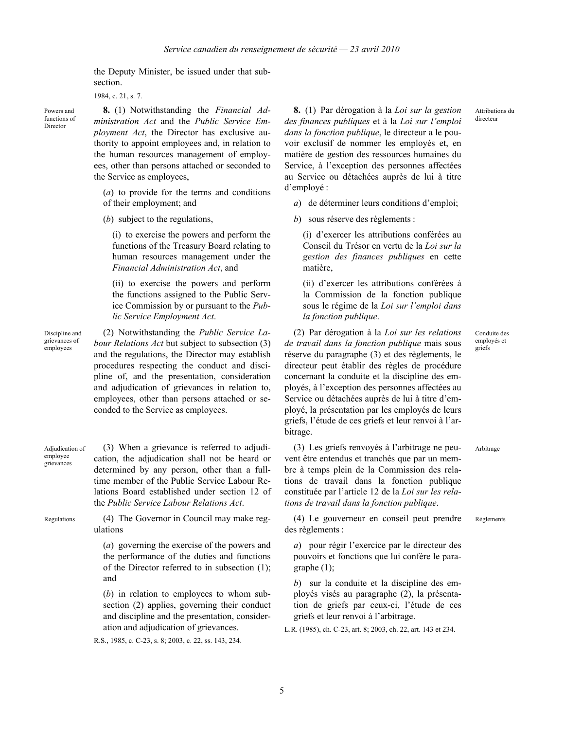the Deputy Minister, be issued under that subsection.

1984, c. 21, s. 7.

Powers and functions of Director

**8.** (1) Notwithstanding the *Financial Administration Act* and the *Public Service Employment Act*, the Director has exclusive authority to appoint employees and, in relation to the human resources management of employees, other than persons attached or seconded to the Service as employees,

(*a*) to provide for the terms and conditions of their employment; and

(*b*) subject to the regulations,

(i) to exercise the powers and perform the functions of the Treasury Board relating to human resources management under the *Financial Administration Act*, and

(ii) to exercise the powers and perform the functions assigned to the Public Service Commission by or pursuant to the *Public Service Employment Act*.

Discipline and grievances of employees

(2) Notwithstanding the *Public Service Labour Relations Act* but subject to subsection (3) and the regulations, the Director may establish procedures respecting the conduct and discipline of, and the presentation, consideration and adjudication of grievances in relation to, employees, other than persons attached or seconded to the Service as employees.

Adjudication of employee grievances

(3) When a grievance is referred to adjudication, the adjudication shall not be heard or determined by any person, other than a full-time member of the Public Service Labour Relations Board established under section 12 of the *Public Service Labour Relations Act*.

Regulations

(4) The Governor in Council may make regulations

(*a*) governing the exercise of the powers and the performance of the duties and functions of the Director referred to in subsection (1); and

(*b*) in relation to employees to whom subsection (2) applies, governing their conduct and discipline and the presentation, consideration and adjudication of grievances.

R.S., 1985, c. C-23, s. 8; 2003, c. 22, ss. 143, 234.

Attributions du directeur

**8.** (1) Par dérogation à la *Loi sur la gestion des finances publiques* et à la *Loi sur l'emploi dans la fonction publique*, le directeur a le pouvoir exclusif de nommer les employés et, en matière de gestion des ressources humaines du Service, à l'exception des personnes affectées au Service ou détachées auprès de lui à titre d'employé :

*a*) de déterminer leurs conditions d'emploi;

*b*) sous réserve des règlements :

(i) d'exercer les attributions conférées au Conseil du Trésor en vertu de la *Loi sur la gestion des finances publiques* en cette matière,

(ii) d'exercer les attributions conférées à la Commission de la fonction publique sous le régime de la *Loi sur l'emploi dans la fonction publique*.

Conduite des employés et griefs

(2) Par dérogation à la *Loi sur les relations de travail dans la fonction publique* mais sous réserve du paragraphe (3) et des règlements, le directeur peut établir des règles de procédure concernant la conduite et la discipline des employés, à l'exception des personnes affectées au Service ou détachées auprès de lui à titre d'employé, la présentation par les employés de leurs griefs, l'étude de ces griefs et leur renvoi à l'arbitrage.

Arbitrage

(3) Les griefs renvoyés à l'arbitrage ne peuvent être entendus et tranchés que par un membre à temps plein de la Commission des relations de travail dans la fonction publique constituée par l'article 12 de la *Loi sur les relations de travail dans la fonction publique*.

Règlements

(4) Le gouverneur en conseil peut prendre des règlements :

*a*) pour régir l'exercice par le directeur des pouvoirs et fonctions que lui confère le paragraphe (1);

*b*) sur la conduite et la discipline des employés visés au paragraphe (2), la présentation de griefs par ceux-ci, l'étude de ces griefs et leur renvoi à l'arbitrage.

L.R. (1985), ch. C-23, art. 8; 2003, ch. 22, art. 143 et 234.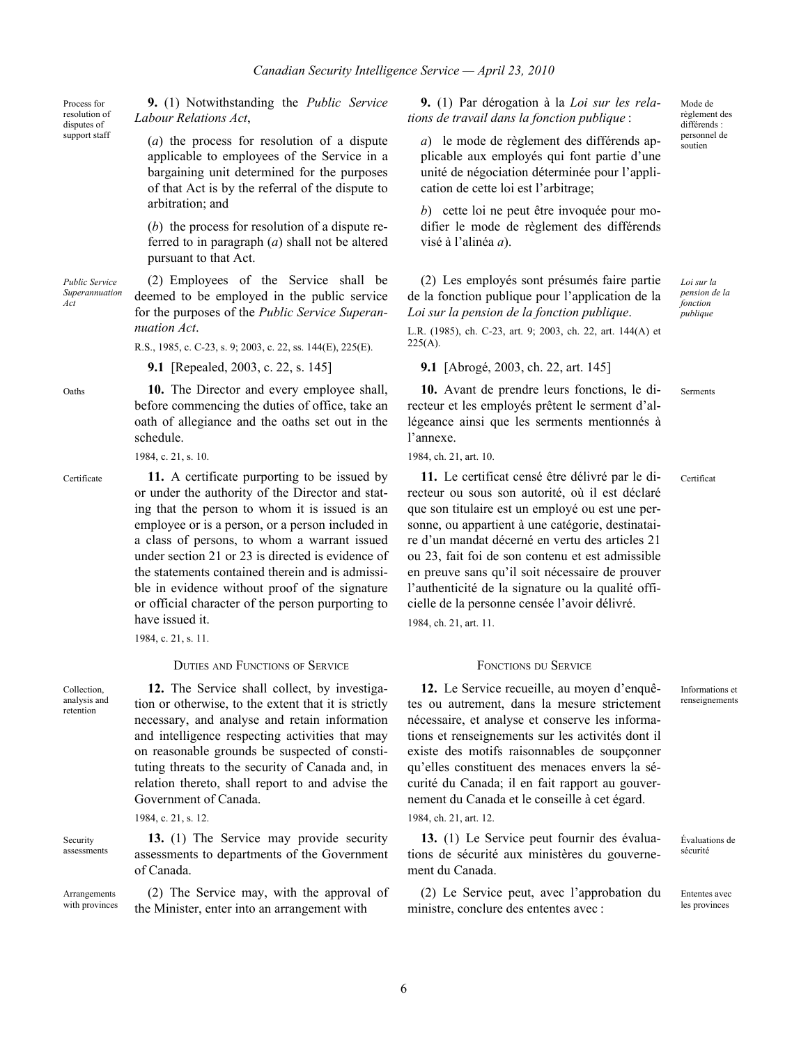**Process for resolution of disputes of support staff**

**9.** (1) Notwithstanding the *Public Service Labour Relations Act*,

(*a*) the process for resolution of a dispute applicable to employees of the Service in a bargaining unit determined for the purposes of that Act is by the referral of the dispute to arbitration; and

(*b*) the process for resolution of a dispute referred to in paragraph (*a*) shall not be altered pursuant to that Act.

***Public Service Superannuation Act***

(2) Employees of the Service shall be deemed to be employed in the public service for the purposes of the *Public Service Superannuation Act*.

R.S., 1985, c. C-23, s. 9; 2003, c. 22, ss. 144(E), 225(E).

**9.1** [Repealed, 2003, c. 22, s. 145]

**Oaths**

**10.** The Director and every employee shall, before commencing the duties of office, take an oath of allegiance and the oaths set out in the schedule.

1984, c. 21, s. 10.

**Certificate**

**11.** A certificate purporting to be issued by or under the authority of the Director and stating that the person to whom it is issued is an employee or is a person, or a person included in a class of persons, to whom a warrant issued under section 21 or 23 is directed is evidence of the statements contained therein and is admissible in evidence without proof of the signature or official character of the person purporting to have issued it.

1984, c. 21, s. 11.

## Duties and Functions of Service

**Collection, analysis and retention**

**12.** The Service shall collect, by investigation or otherwise, to the extent that it is strictly necessary, and analyse and retain information and intelligence respecting activities that may on reasonable grounds be suspected of constituting threats to the security of Canada and, in relation thereto, shall report to and advise the Government of Canada.

1984, c. 21, s. 12.

**Security assessments**

**13.** (1) The Service may provide security assessments to departments of the Government of Canada.

**Arrangements with provinces**

(2) The Service may, with the approval of the Minister, enter into an arrangement with

---

**Mode de règlement des différends : personnel de soutien**

**9.** (1) Par dérogation à la *Loi sur les relations de travail dans la fonction publique* :

*a*) le mode de règlement des différends applicable aux employés qui font partie d'une unité de négociation déterminée pour l'application de cette loi est l'arbitrage;

*b*) cette loi ne peut être invoquée pour modifier le mode de règlement des différends visé à l'alinéa *a*).

***Loi sur la pension de la fonction publique***

(2) Les employés sont présumés faire partie de la fonction publique pour l'application de la *Loi sur la pension de la fonction publique*.

L.R. (1985), ch. C-23, art. 9; 2003, ch. 22, art. 144(A) et 225(A).

**9.1** [Abrogé, 2003, ch. 22, art. 145]

**Serments**

**10.** Avant de prendre leurs fonctions, le directeur et les employés prêtent le serment d'allégeance ainsi que les serments mentionnés à l'annexe.

1984, ch. 21, art. 10.

**Certificat**

**11.** Le certificat censé être délivré par le directeur ou sous son autorité, où il est déclaré que son titulaire est un employé ou est une personne, ou appartient à une catégorie, destinataire d'un mandat décerné en vertu des articles 21 ou 23, fait foi de son contenu et est admissible en preuve sans qu'il soit nécessaire de prouver l'authenticité de la signature ou la qualité officielle de la personne censée l'avoir délivré.

1984, ch. 21, art. 11.

## Fonctions du Service

**Informations et renseignements**

**12.** Le Service recueille, au moyen d'enquêtes ou autrement, dans la mesure strictement nécessaire, et analyse et conserve les informations et renseignements sur les activités dont il existe des motifs raisonnables de soupçonner qu'elles constituent des menaces envers la sécurité du Canada; il en fait rapport au gouvernement du Canada et le conseille à cet égard.

1984, ch. 21, art. 12.

**Évaluations de sécurité**

**13.** (1) Le Service peut fournir des évaluations de sécurité aux ministères du gouvernement du Canada.

**Ententes avec les provinces**

(2) Le Service peut, avec l'approbation du ministre, conclure des ententes avec :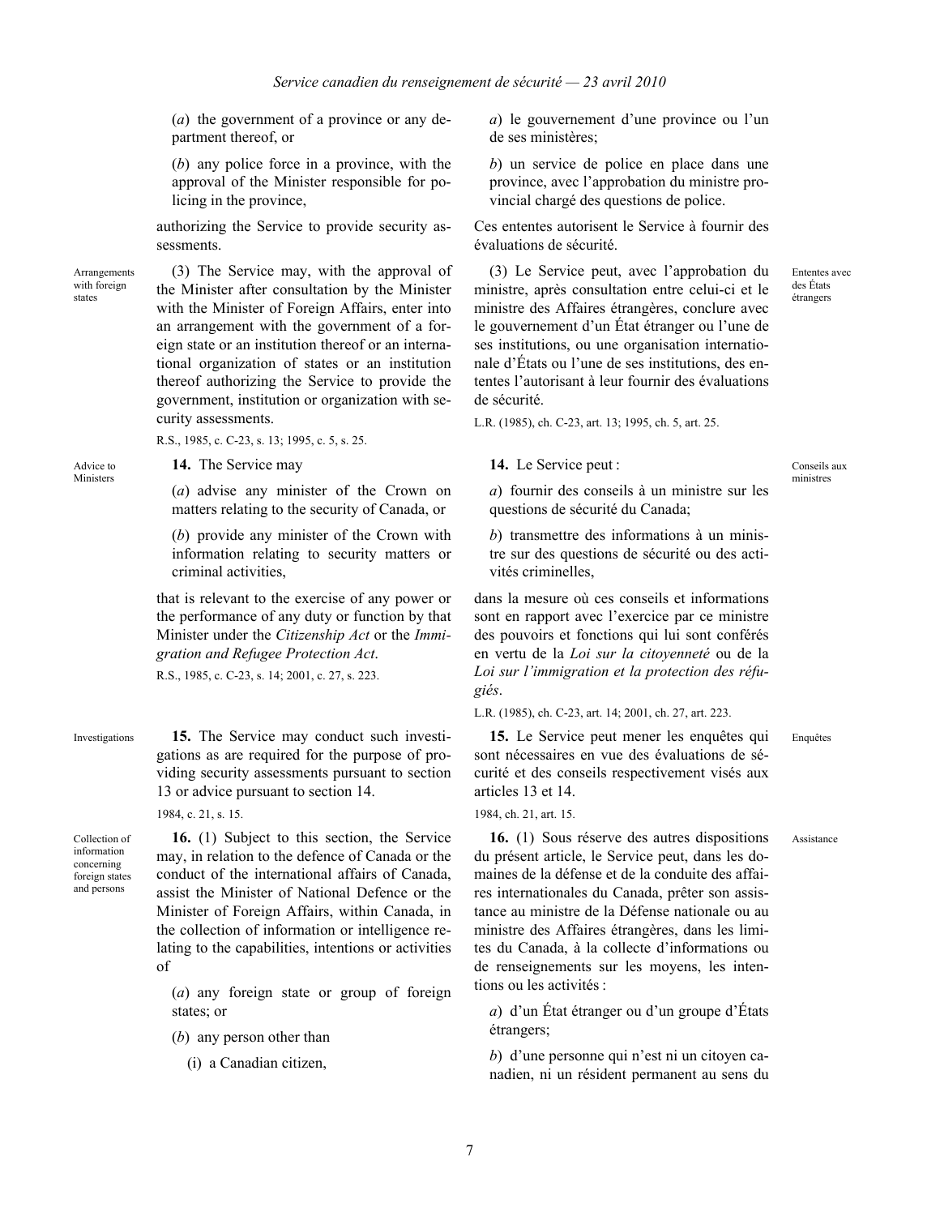(*a*) the government of a province or any department thereof, or

(*b*) any police force in a province, with the approval of the Minister responsible for policing in the province,

authorizing the Service to provide security assessments.

Arrangements with foreign states

(3) The Service may, with the approval of the Minister after consultation by the Minister with the Minister of Foreign Affairs, enter into an arrangement with the government of a foreign state or an institution thereof or an international organization of states or an institution thereof authorizing the Service to provide the government, institution or organization with security assessments.

R.S., 1985, c. C-23, s. 13; 1995, c. 5, s. 25.

Advice to Ministers

**14.** The Service may

(*a*) advise any minister of the Crown on matters relating to the security of Canada, or

(*b*) provide any minister of the Crown with information relating to security matters or criminal activities,

that is relevant to the exercise of any power or the performance of any duty or function by that Minister under the *Citizenship Act* or the *Immigration and Refugee Protection Act*.

R.S., 1985, c. C-23, s. 14; 2001, c. 27, s. 223.

Investigations

**15.** The Service may conduct such investigations as are required for the purpose of providing security assessments pursuant to section 13 or advice pursuant to section 14.

1984, c. 21, s. 15.

Collection of information concerning foreign states and persons

**16.** (1) Subject to this section, the Service may, in relation to the defence of Canada or the conduct of the international affairs of Canada, assist the Minister of National Defence or the Minister of Foreign Affairs, within Canada, in the collection of information or intelligence relating to the capabilities, intentions or activities of

(*a*) any foreign state or group of foreign states; or

(*b*) any person other than

(i) a Canadian citizen,

*a*) le gouvernement d'une province ou l'un de ses ministères;

*b*) un service de police en place dans une province, avec l'approbation du ministre provincial chargé des questions de police.

Ces ententes autorisent le Service à fournir des évaluations de sécurité.

Ententes avec des États étrangers

(3) Le Service peut, avec l'approbation du ministre, après consultation entre celui-ci et le ministre des Affaires étrangères, conclure avec le gouvernement d'un État étranger ou l'une de ses institutions, ou une organisation internationale d'États ou l'une de ses institutions, des ententes l'autorisant à leur fournir des évaluations de sécurité.

L.R. (1985), ch. C-23, art. 13; 1995, ch. 5, art. 25.

Conseils aux ministres

**14.** Le Service peut :

*a*) fournir des conseils à un ministre sur les questions de sécurité du Canada;

*b*) transmettre des informations à un ministre sur des questions de sécurité ou des activités criminelles,

dans la mesure où ces conseils et informations sont en rapport avec l'exercice par ce ministre des pouvoirs et fonctions qui lui sont conférés en vertu de la *Loi sur la citoyenneté* ou de la *Loi sur l'immigration et la protection des réfugiés*.

L.R. (1985), ch. C-23, art. 14; 2001, ch. 27, art. 223.

Enquêtes

**15.** Le Service peut mener les enquêtes qui sont nécessaires en vue des évaluations de sécurité et des conseils respectivement visés aux articles 13 et 14.

1984, ch. 21, art. 15.

Assistance

**16.** (1) Sous réserve des autres dispositions du présent article, le Service peut, dans les domaines de la défense et de la conduite des affaires internationales du Canada, prêter son assistance au ministre de la Défense nationale ou au ministre des Affaires étrangères, dans les limites du Canada, à la collecte d'informations ou de renseignements sur les moyens, les intentions ou les activités :

*a*) d'un État étranger ou d'un groupe d'États étrangers;

*b*) d'une personne qui n'est ni un citoyen canadien, ni un résident permanent au sens du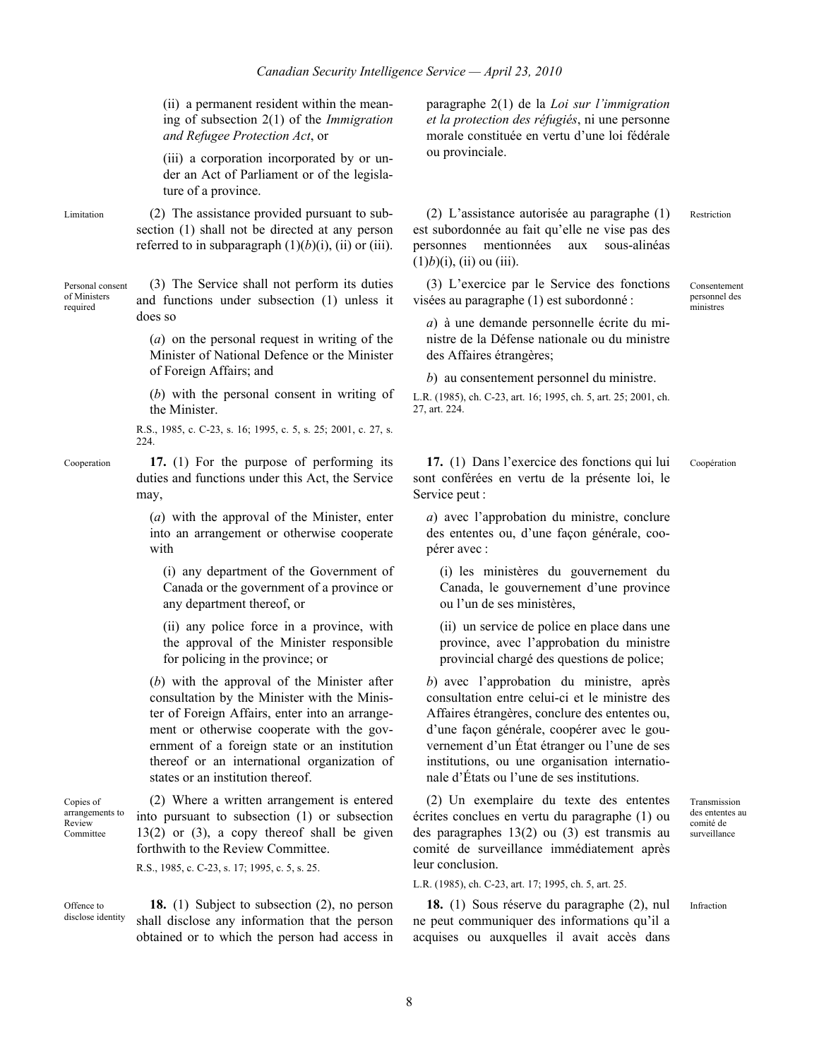(ii) a permanent resident within the meaning of subsection 2(1) of the *Immigration and Refugee Protection Act*, or

(iii) a corporation incorporated by or under an Act of Parliament or of the legislature of a province.

Limitation

(2) The assistance provided pursuant to subsection (1) shall not be directed at any person referred to in subparagraph (1)(*b*)(i), (ii) or (iii).

Personal consent of Ministers required

(3) The Service shall not perform its duties and functions under subsection (1) unless it does so

(*a*) on the personal request in writing of the Minister of National Defence or the Minister of Foreign Affairs; and

(*b*) with the personal consent in writing of the Minister.

R.S., 1985, c. C-23, s. 16; 1995, c. 5, s. 25; 2001, c. 27, s. 224.

Cooperation

**17.** (1) For the purpose of performing its duties and functions under this Act, the Service may,

(*a*) with the approval of the Minister, enter into an arrangement or otherwise cooperate with

(i) any department of the Government of Canada or the government of a province or any department thereof, or

(ii) any police force in a province, with the approval of the Minister responsible for policing in the province; or

(*b*) with the approval of the Minister after consultation by the Minister with the Minister of Foreign Affairs, enter into an arrangement or otherwise cooperate with the government of a foreign state or an institution thereof or an international organization of states or an institution thereof.

Copies of arrangements to Review Committee

(2) Where a written arrangement is entered into pursuant to subsection (1) or subsection 13(2) or (3), a copy thereof shall be given forthwith to the Review Committee.

R.S., 1985, c. C-23, s. 17; 1995, c. 5, s. 25.

Offence to disclose identity

**18.** (1) Subject to subsection (2), no person shall disclose any information that the person obtained or to which the person had access in

paragraphe 2(1) de la *Loi sur l'immigration et la protection des réfugiés*, ni une personne morale constituée en vertu d'une loi fédérale ou provinciale.

Restriction

(2) L'assistance autorisée au paragraphe (1) est subordonnée au fait qu'elle ne vise pas des personnes mentionnées aux sous-alinéas (1)*b*)(i), (ii) ou (iii).

Consentement personnel des ministres

(3) L'exercice par le Service des fonctions visées au paragraphe (1) est subordonné :

*a*) à une demande personnelle écrite du ministre de la Défense nationale ou du ministre des Affaires étrangères;

*b*) au consentement personnel du ministre.

L.R. (1985), ch. C-23, art. 16; 1995, ch. 5, art. 25; 2001, ch. 27, art. 224.

Coopération

**17.** (1) Dans l'exercice des fonctions qui lui sont conférées en vertu de la présente loi, le Service peut :

*a*) avec l'approbation du ministre, conclure des ententes ou, d'une façon générale, coopérer avec :

(i) les ministères du gouvernement du Canada, le gouvernement d'une province ou l'un de ses ministères,

(ii) un service de police en place dans une province, avec l'approbation du ministre provincial chargé des questions de police;

*b*) avec l'approbation du ministre, après consultation entre celui-ci et le ministre des Affaires étrangères, conclure des ententes ou, d'une façon générale, coopérer avec le gouvernement d'un État étranger ou l'une de ses institutions, ou une organisation internationale d'États ou l'une de ses institutions.

Transmission des ententes au comité de surveillance

(2) Un exemplaire du texte des ententes écrites conclues en vertu du paragraphe (1) ou des paragraphes 13(2) ou (3) est transmis au comité de surveillance immédiatement après leur conclusion.

L.R. (1985), ch. C-23, art. 17; 1995, ch. 5, art. 25.

Infraction

**18.** (1) Sous réserve du paragraphe (2), nul ne peut communiquer des informations qu'il a acquises ou auxquelles il avait accès dans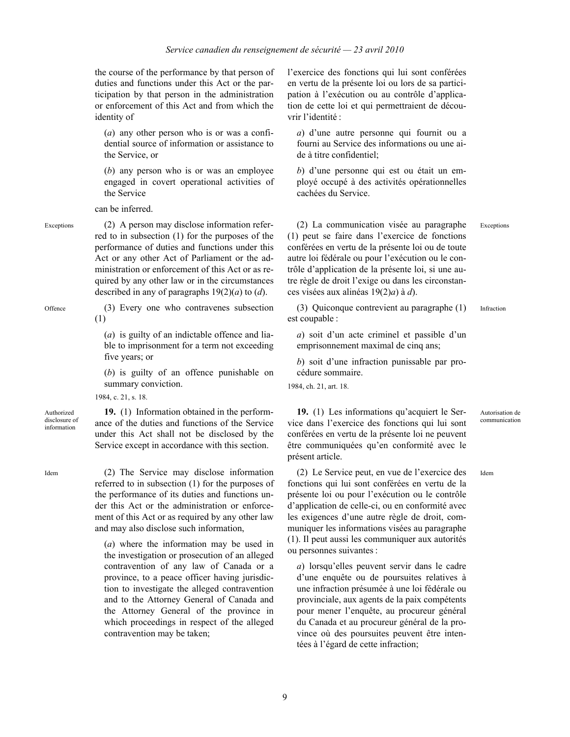the course of the performance by that person of duties and functions under this Act or the participation by that person in the administration or enforcement of this Act and from which the identity of

(*a*) any other person who is or was a confidential source of information or assistance to the Service, or

(*b*) any person who is or was an employee engaged in covert operational activities of the Service

can be inferred.

Exceptions

(2) A person may disclose information referred to in subsection (1) for the purposes of the performance of duties and functions under this Act or any other Act of Parliament or the administration or enforcement of this Act or as required by any other law or in the circumstances described in any of paragraphs 19(2)(*a*) to (*d*).

Offence

(3) Every one who contravenes subsection (1)

(*a*) is guilty of an indictable offence and liable to imprisonment for a term not exceeding five years; or

(*b*) is guilty of an offence punishable on summary conviction.

1984, c. 21, s. 18.

Authorized disclosure of information

**19.** (1) Information obtained in the performance of the duties and functions of the Service under this Act shall not be disclosed by the Service except in accordance with this section.

Idem

(2) The Service may disclose information referred to in subsection (1) for the purposes of the performance of its duties and functions under this Act or the administration or enforcement of this Act or as required by any other law and may also disclose such information,

(*a*) where the information may be used in the investigation or prosecution of an alleged contravention of any law of Canada or a province, to a peace officer having jurisdiction to investigate the alleged contravention and to the Attorney General of Canada and the Attorney General of the province in which proceedings in respect of the alleged contravention may be taken;

l'exercice des fonctions qui lui sont conférées en vertu de la présente loi ou lors de sa participation à l'exécution ou au contrôle d'application de cette loi et qui permettraient de découvrir l'identité :

*a*) d'une autre personne qui fournit ou a fourni au Service des informations ou une aide à titre confidentiel;

*b*) d'une personne qui est ou était un employé occupé à des activités opérationnelles cachées du Service.

Exceptions

(2) La communication visée au paragraphe (1) peut se faire dans l'exercice de fonctions conférées en vertu de la présente loi ou de toute autre loi fédérale ou pour l'exécution ou le contrôle d'application de la présente loi, si une autre règle de droit l'exige ou dans les circonstances visées aux alinéas 19(2)*a*) à *d*).

Infraction

(3) Quiconque contrevient au paragraphe (1) est coupable :

*a*) soit d'un acte criminel et passible d'un emprisonnement maximal de cinq ans;

*b*) soit d'une infraction punissable par procédure sommaire.

1984, ch. 21, art. 18.

Autorisation de communication

**19.** (1) Les informations qu'acquiert le Service dans l'exercice des fonctions qui lui sont conférées en vertu de la présente loi ne peuvent être communiquées qu'en conformité avec le présent article.

Idem

(2) Le Service peut, en vue de l'exercice des fonctions qui lui sont conférées en vertu de la présente loi ou pour l'exécution ou le contrôle d'application de celle-ci, ou en conformité avec les exigences d'une autre règle de droit, communiquer les informations visées au paragraphe (1). Il peut aussi les communiquer aux autorités ou personnes suivantes :

*a*) lorsqu'elles peuvent servir dans le cadre d'une enquête ou de poursuites relatives à une infraction présumée à une loi fédérale ou provinciale, aux agents de la paix compétents pour mener l'enquête, au procureur général du Canada et au procureur général de la province où des poursuites peuvent être intentées à l'égard de cette infraction;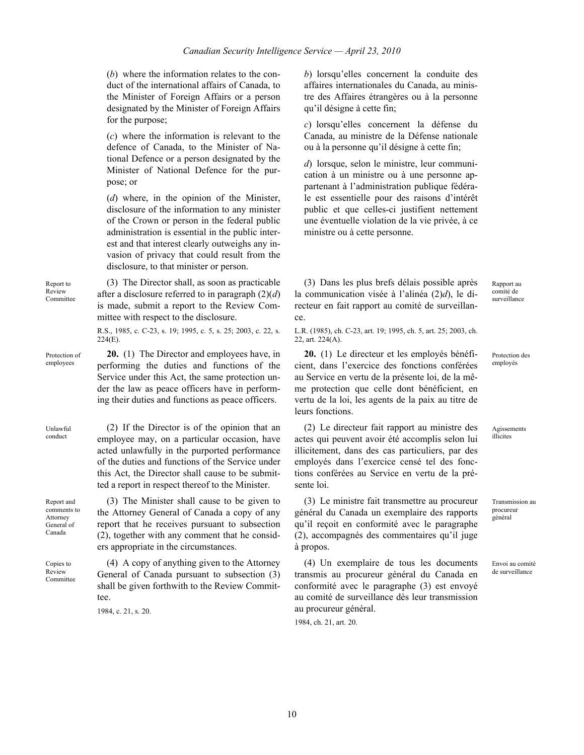(*b*) where the information relates to the conduct of the international affairs of Canada, to the Minister of Foreign Affairs or a person designated by the Minister of Foreign Affairs for the purpose;

(*c*) where the information is relevant to the defence of Canada, to the Minister of National Defence or a person designated by the Minister of National Defence for the purpose; or

(*d*) where, in the opinion of the Minister, disclosure of the information to any minister of the Crown or person in the federal public administration is essential in the public interest and that interest clearly outweighs any invasion of privacy that could result from the disclosure, to that minister or person.

Report to Review Committee

(3) The Director shall, as soon as practicable after a disclosure referred to in paragraph (2)(*d*) is made, submit a report to the Review Committee with respect to the disclosure.

R.S., 1985, c. C-23, s. 19; 1995, c. 5, s. 25; 2003, c. 22, s. 224(E).

Protection of employees

**20.** (1) The Director and employees have, in performing the duties and functions of the Service under this Act, the same protection under the law as peace officers have in performing their duties and functions as peace officers.

Unlawful conduct

(2) If the Director is of the opinion that an employee may, on a particular occasion, have acted unlawfully in the purported performance of the duties and functions of the Service under this Act, the Director shall cause to be submitted a report in respect thereof to the Minister.

Report and comments to Attorney General of Canada

(3) The Minister shall cause to be given to the Attorney General of Canada a copy of any report that he receives pursuant to subsection (2), together with any comment that he considers appropriate in the circumstances.

Copies to Review Committee

(4) A copy of anything given to the Attorney General of Canada pursuant to subsection (3) shall be given forthwith to the Review Committee.

1984, c. 21, s. 20.

*b*) lorsqu'elles concernent la conduite des affaires internationales du Canada, au ministre des Affaires étrangères ou à la personne qu'il désigne à cette fin;

*c*) lorsqu'elles concernent la défense du Canada, au ministre de la Défense nationale ou à la personne qu'il désigne à cette fin;

*d*) lorsque, selon le ministre, leur communication à un ministre ou à une personne appartenant à l'administration publique fédérale est essentielle pour des raisons d'intérêt public et que celles-ci justifient nettement une éventuelle violation de la vie privée, à ce ministre ou à cette personne.

Rapport au comité de surveillance

(3) Dans les plus brefs délais possible après la communication visée à l'alinéa (2)*d*), le directeur en fait rapport au comité de surveillance.

L.R. (1985), ch. C-23, art. 19; 1995, ch. 5, art. 25; 2003, ch. 22, art. 224(A).

Protection des employés

**20.** (1) Le directeur et les employés bénéficient, dans l'exercice des fonctions conférées au Service en vertu de la présente loi, de la même protection que celle dont bénéficient, en vertu de la loi, les agents de la paix au titre de leurs fonctions.

Agissements illicites

(2) Le directeur fait rapport au ministre des actes qui peuvent avoir été accomplis selon lui illicitement, dans des cas particuliers, par des employés dans l'exercice censé tel des fonctions conférées au Service en vertu de la présente loi.

Transmission au procureur général

(3) Le ministre fait transmettre au procureur général du Canada un exemplaire des rapports qu'il reçoit en conformité avec le paragraphe (2), accompagnés des commentaires qu'il juge à propos.

Envoi au comité de surveillance

(4) Un exemplaire de tous les documents transmis au procureur général du Canada en conformité avec le paragraphe (3) est envoyé au comité de surveillance dès leur transmission au procureur général.

1984, ch. 21, art. 20.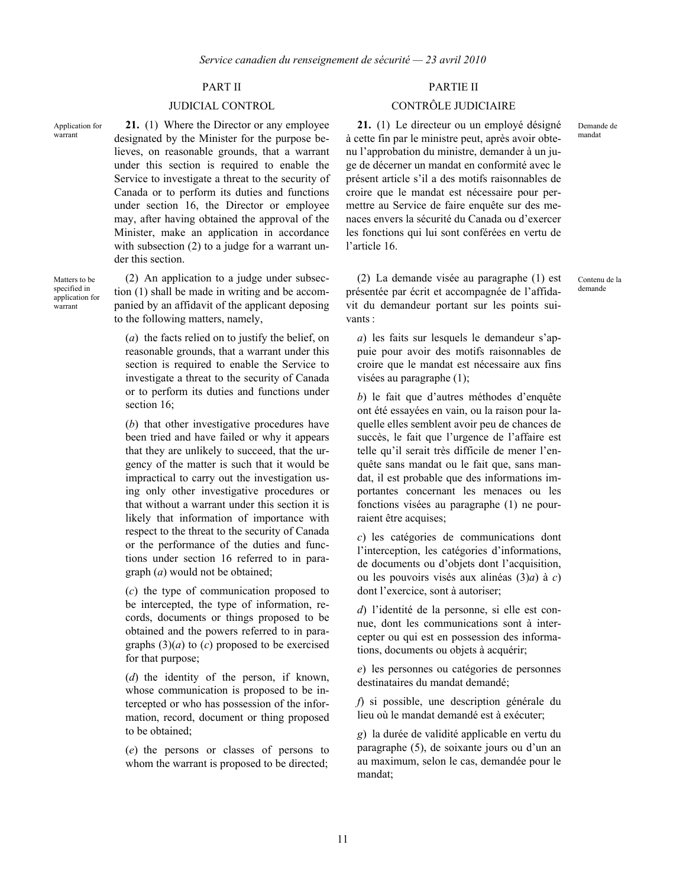## PART II

## JUDICIAL CONTROL

Application for warrant

**21.** (1) Where the Director or any employee designated by the Minister for the purpose believes, on reasonable grounds, that a warrant under this section is required to enable the Service to investigate a threat to the security of Canada or to perform its duties and functions under section 16, the Director or employee may, after having obtained the approval of the Minister, make an application in accordance with subsection (2) to a judge for a warrant under this section.

Matters to be specified in application for warrant

(2) An application to a judge under subsection (1) shall be made in writing and be accompanied by an affidavit of the applicant deposing to the following matters, namely,

(*a*) the facts relied on to justify the belief, on reasonable grounds, that a warrant under this section is required to enable the Service to investigate a threat to the security of Canada or to perform its duties and functions under section 16;

(*b*) that other investigative procedures have been tried and have failed or why it appears that they are unlikely to succeed, that the urgency of the matter is such that it would be impractical to carry out the investigation using only other investigative procedures or that without a warrant under this section it is likely that information of importance with respect to the threat to the security of Canada or the performance of the duties and functions under section 16 referred to in paragraph (*a*) would not be obtained;

(*c*) the type of communication proposed to be intercepted, the type of information, records, documents or things proposed to be obtained and the powers referred to in paragraphs (3)(*a*) to (*c*) proposed to be exercised for that purpose;

(*d*) the identity of the person, if known, whose communication is proposed to be intercepted or who has possession of the information, record, document or thing proposed to be obtained;

(*e*) the persons or classes of persons to whom the warrant is proposed to be directed;

## PARTIE II

## CONTRÔLE JUDICIAIRE

Demande de mandat

**21.** (1) Le directeur ou un employé désigné à cette fin par le ministre peut, après avoir obtenu l'approbation du ministre, demander à un juge de décerner un mandat en conformité avec le présent article s'il a des motifs raisonnables de croire que le mandat est nécessaire pour permettre au Service de faire enquête sur des menaces envers la sécurité du Canada ou d'exercer les fonctions qui lui sont conférées en vertu de l'article 16.

Contenu de la demande

(2) La demande visée au paragraphe (1) est présentée par écrit et accompagnée de l'affidavit du demandeur portant sur les points suivants :

*a*) les faits sur lesquels le demandeur s'appuie pour avoir des motifs raisonnables de croire que le mandat est nécessaire aux fins visées au paragraphe (1);

*b*) le fait que d'autres méthodes d'enquête ont été essayées en vain, ou la raison pour laquelle elles semblent avoir peu de chances de succès, le fait que l'urgence de l'affaire est telle qu'il serait très difficile de mener l'enquête sans mandat ou le fait que, sans mandat, il est probable que des informations importantes concernant les menaces ou les fonctions visées au paragraphe (1) ne pourraient être acquises;

*c*) les catégories de communications dont l'interception, les catégories d'informations, de documents ou d'objets dont l'acquisition, ou les pouvoirs visés aux alinéas (3)*a*) à *c*) dont l'exercice, sont à autoriser;

*d*) l'identité de la personne, si elle est connue, dont les communications sont à intercepter ou qui est en possession des informations, documents ou objets à acquérir;

*e*) les personnes ou catégories de personnes destinataires du mandat demandé;

*f*) si possible, une description générale du lieu où le mandat demandé est à exécuter;

*g*) la durée de validité applicable en vertu du paragraphe (5), de soixante jours ou d'un an au maximum, selon le cas, demandée pour le mandat;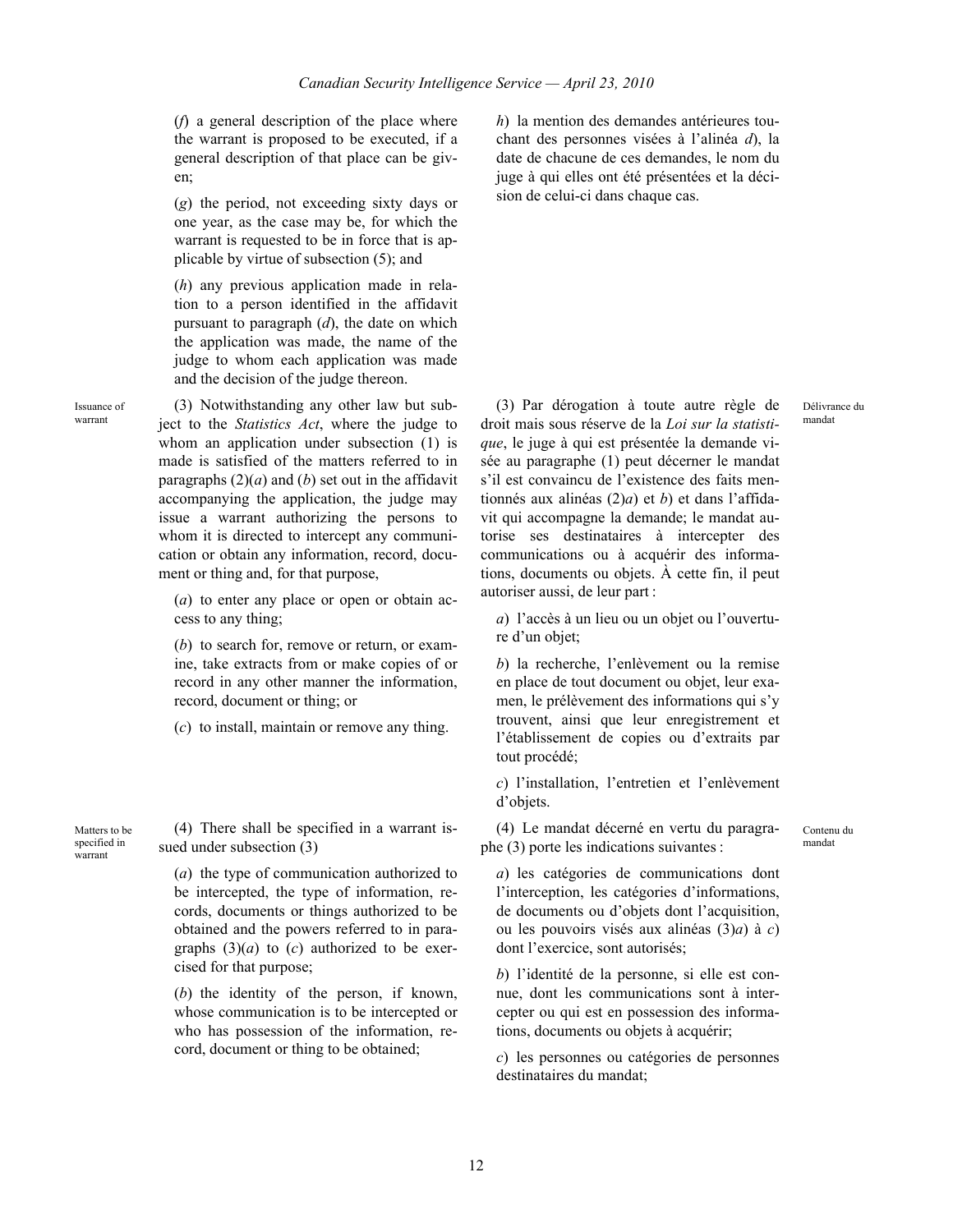(*f*) a general description of the place where the warrant is proposed to be executed, if a general description of that place can be given;

(*g*) the period, not exceeding sixty days or one year, as the case may be, for which the warrant is requested to be in force that is applicable by virtue of subsection (5); and

(*h*) any previous application made in relation to a person identified in the affidavit pursuant to paragraph (*d*), the date on which the application was made, the name of the judge to whom each application was made and the decision of the judge thereon.

Issuance of warrant

(3) Notwithstanding any other law but subject to the *Statistics Act*, where the judge to whom an application under subsection (1) is made is satisfied of the matters referred to in paragraphs (2)(*a*) and (*b*) set out in the affidavit accompanying the application, the judge may issue a warrant authorizing the persons to whom it is directed to intercept any communication or obtain any information, record, document or thing and, for that purpose,

(*a*) to enter any place or open or obtain access to any thing;

(*b*) to search for, remove or return, or examine, take extracts from or make copies of or record in any other manner the information, record, document or thing; or

(*c*) to install, maintain or remove any thing.

Matters to be specified in warrant

(4) There shall be specified in a warrant issued under subsection (3)

(*a*) the type of communication authorized to be intercepted, the type of information, records, documents or things authorized to be obtained and the powers referred to in paragraphs (3)(*a*) to (*c*) authorized to be exercised for that purpose;

(*b*) the identity of the person, if known, whose communication is to be intercepted or who has possession of the information, record, document or thing to be obtained;

*h*) la mention des demandes antérieures touchant des personnes visées à l'alinéa *d*), la date de chacune de ces demandes, le nom du juge à qui elles ont été présentées et la décision de celui-ci dans chaque cas.

Délivrance du mandat

(3) Par dérogation à toute autre règle de droit mais sous réserve de la *Loi sur la statistique*, le juge à qui est présentée la demande visée au paragraphe (1) peut décerner le mandat s'il est convaincu de l'existence des faits mentionnés aux alinéas (2)*a*) et *b*) et dans l'affidavit qui accompagne la demande; le mandat autorise ses destinataires à intercepter des communications ou à acquérir des informations, documents ou objets. À cette fin, il peut autoriser aussi, de leur part :

*a*) l'accès à un lieu ou un objet ou l'ouverture d'un objet;

*b*) la recherche, l'enlèvement ou la remise en place de tout document ou objet, leur examen, le prélèvement des informations qui s'y trouvent, ainsi que leur enregistrement et l'établissement de copies ou d'extraits par tout procédé;

*c*) l'installation, l'entretien et l'enlèvement d'objets.

Contenu du mandat

(4) Le mandat décerné en vertu du paragraphe (3) porte les indications suivantes :

*a*) les catégories de communications dont l'interception, les catégories d'informations, de documents ou d'objets dont l'acquisition, ou les pouvoirs visés aux alinéas (3)*a*) à *c*) dont l'exercice, sont autorisés;

*b*) l'identité de la personne, si elle est connue, dont les communications sont à intercepter ou qui est en possession des informations, documents ou objets à acquérir;

*c*) les personnes ou catégories de personnes destinataires du mandat;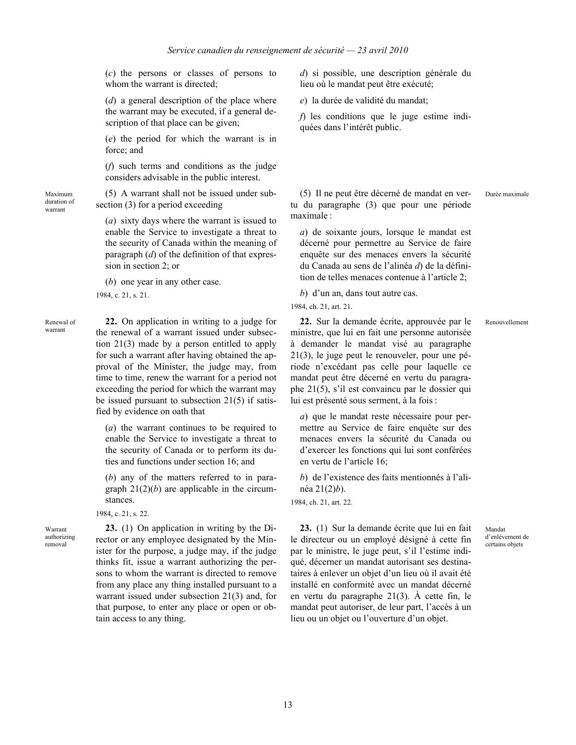(*c*) the persons or classes of persons to whom the warrant is directed;

(*d*) a general description of the place where the warrant may be executed, if a general description of that place can be given;

(*e*) the period for which the warrant is in force; and

(*f*) such terms and conditions as the judge considers advisable in the public interest.

Maximum duration of warrant

(5) A warrant shall not be issued under subsection (3) for a period exceeding

(*a*) sixty days where the warrant is issued to enable the Service to investigate a threat to the security of Canada within the meaning of paragraph (*d*) of the definition of that expression in section 2; or

(*b*) one year in any other case.

1984, c. 21, s. 21.

Renewal of warrant

**22.** On application in writing to a judge for the renewal of a warrant issued under subsection 21(3) made by a person entitled to apply for such a warrant after having obtained the approval of the Minister, the judge may, from time to time, renew the warrant for a period not exceeding the period for which the warrant may be issued pursuant to subsection 21(5) if satisfied by evidence on oath that

(*a*) the warrant continues to be required to enable the Service to investigate a threat to the security of Canada or to perform its duties and functions under section 16; and

(*b*) any of the matters referred to in paragraph 21(2)(*b*) are applicable in the circumstances.

1984, c. 21, s. 22.

Warrant authorizing removal

**23.** (1) On application in writing by the Director or any employee designated by the Minister for the purpose, a judge may, if the judge thinks fit, issue a warrant authorizing the persons to whom the warrant is directed to remove from any place any thing installed pursuant to a warrant issued under subsection 21(3) and, for that purpose, to enter any place or open or obtain access to any thing.

*d*) si possible, une description générale du lieu où le mandat peut être exécuté;

*e*) la durée de validité du mandat;

*f*) les conditions que le juge estime indiquées dans l'intérêt public.

Durée maximale

(5) Il ne peut être décerné de mandat en vertu du paragraphe (3) que pour une période maximale :

*a*) de soixante jours, lorsque le mandat est décerné pour permettre au Service de faire enquête sur des menaces envers la sécurité du Canada au sens de l'alinéa *d*) de la définition de telles menaces contenue à l'article 2;

*b*) d'un an, dans tout autre cas.

1984, ch. 21, art. 21.

Renouvellement

**22.** Sur la demande écrite, approuvée par le ministre, que lui en fait une personne autorisée à demander le mandat visé au paragraphe 21(3), le juge peut le renouveler, pour une période n'excédant pas celle pour laquelle ce mandat peut être décerné en vertu du paragraphe 21(5), s'il est convaincu par le dossier qui lui est présenté sous serment, à la fois :

*a*) que le mandat reste nécessaire pour permettre au Service de faire enquête sur des menaces envers la sécurité du Canada ou d'exercer les fonctions qui lui sont conférées en vertu de l'article 16;

*b*) de l'existence des faits mentionnés à l'alinéa 21(2)*b*).

1984, ch. 21, art. 22.

Mandat d'enlèvement de certains objets

**23.** (1) Sur la demande écrite que lui en fait le directeur ou un employé désigné à cette fin par le ministre, le juge peut, s'il l'estime indiqué, décerner un mandat autorisant ses destinataires à enlever un objet d'un lieu où il avait été installé en conformité avec un mandat décerné en vertu du paragraphe 21(3). À cette fin, le mandat peut autoriser, de leur part, l'accès à un lieu ou un objet ou l'ouverture d'un objet.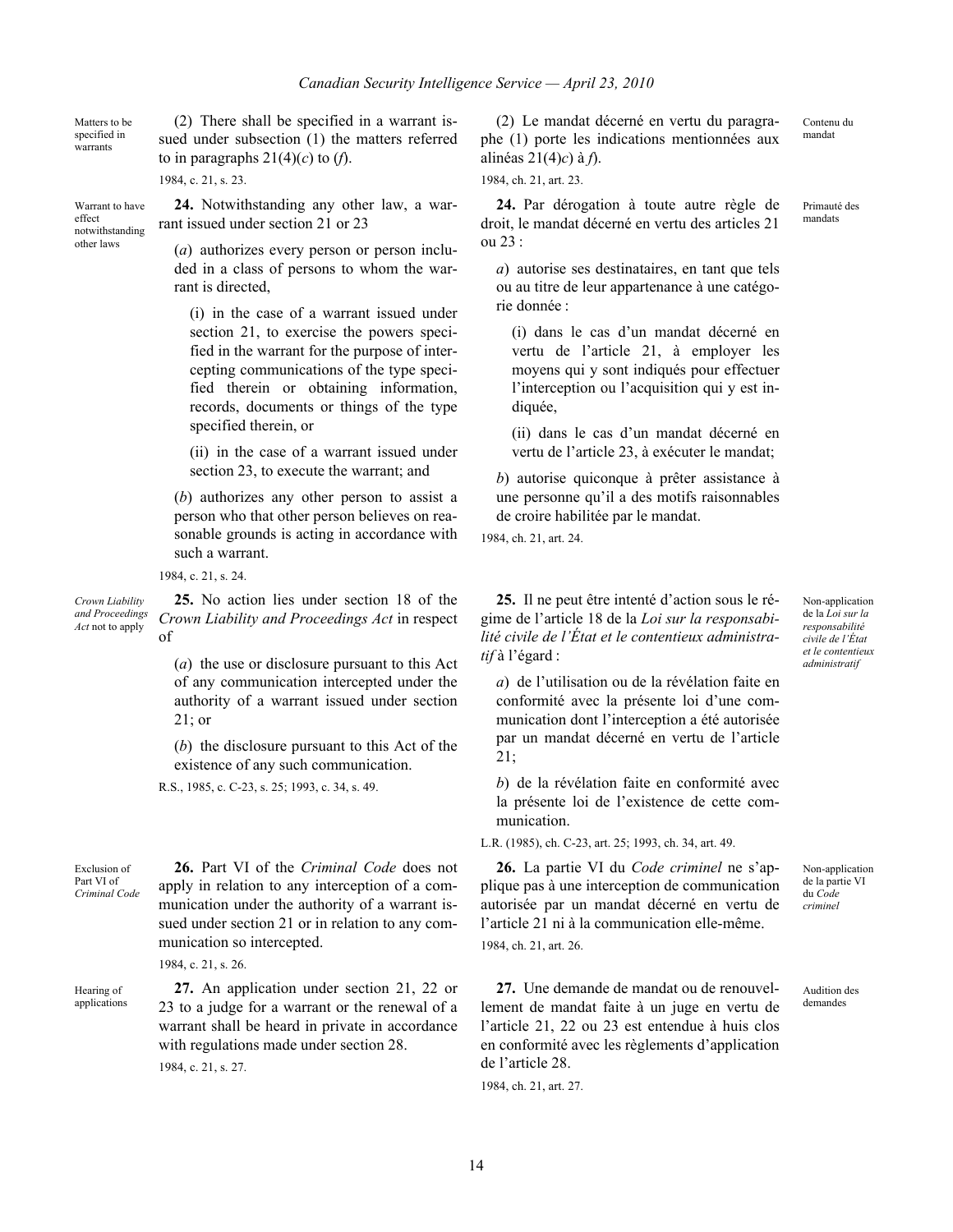Matters to be specified in warrants

(2) There shall be specified in a warrant issued under subsection (1) the matters referred to in paragraphs 21(4)(*c*) to (*f*).

1984, c. 21, s. 23.

Warrant to have effect notwithstanding other laws

**24.** Notwithstanding any other law, a warrant issued under section 21 or 23

(*a*) authorizes every person or person included in a class of persons to whom the warrant is directed,

(i) in the case of a warrant issued under section 21, to exercise the powers specified in the warrant for the purpose of intercepting communications of the type specified therein or obtaining information, records, documents or things of the type specified therein, or

(ii) in the case of a warrant issued under section 23, to execute the warrant; and

(*b*) authorizes any other person to assist a person who that other person believes on reasonable grounds is acting in accordance with such a warrant.

1984, c. 21, s. 24.

*Crown Liability and Proceedings Act* not to apply

**25.** No action lies under section 18 of the *Crown Liability and Proceedings Act* in respect of

(*a*) the use or disclosure pursuant to this Act of any communication intercepted under the authority of a warrant issued under section 21; or

(*b*) the disclosure pursuant to this Act of the existence of any such communication.

R.S., 1985, c. C-23, s. 25; 1993, c. 34, s. 49.

Exclusion of Part VI of *Criminal Code*

**26.** Part VI of the *Criminal Code* does not apply in relation to any interception of a communication under the authority of a warrant issued under section 21 or in relation to any communication so intercepted.

1984, c. 21, s. 26.

Hearing of applications

**27.** An application under section 21, 22 or 23 to a judge for a warrant or the renewal of a warrant shall be heard in private in accordance with regulations made under section 28.

1984, c. 21, s. 27.

Contenu du mandat

(2) Le mandat décerné en vertu du paragraphe (1) porte les indications mentionnées aux alinéas 21(4)*c*) à *f*).

1984, ch. 21, art. 23.

Primauté des mandats

**24.** Par dérogation à toute autre règle de droit, le mandat décerné en vertu des articles 21 ou 23 :

*a*) autorise ses destinataires, en tant que tels ou au titre de leur appartenance à une catégorie donnée :

(i) dans le cas d'un mandat décerné en vertu de l'article 21, à employer les moyens qui y sont indiqués pour effectuer l'interception ou l'acquisition qui y est indiquée,

(ii) dans le cas d'un mandat décerné en vertu de l'article 23, à exécuter le mandat;

*b*) autorise quiconque à prêter assistance à une personne qu'il a des motifs raisonnables de croire habilitée par le mandat.

1984, ch. 21, art. 24.

Non-application de la *Loi sur la responsabilité civile de l'État et le contentieux administratif*

**25.** Il ne peut être intenté d'action sous le régime de l'article 18 de la *Loi sur la responsabilité civile de l'État et le contentieux administratif* à l'égard :

*a*) de l'utilisation ou de la révélation faite en conformité avec la présente loi d'une communication dont l'interception a été autorisée par un mandat décerné en vertu de l'article 21;

*b*) de la révélation faite en conformité avec la présente loi de l'existence de cette communication.

L.R. (1985), ch. C-23, art. 25; 1993, ch. 34, art. 49.

Non-application de la partie VI du *Code criminel*

**26.** La partie VI du *Code criminel* ne s'applique pas à une interception de communication autorisée par un mandat décerné en vertu de l'article 21 ni à la communication elle-même.

1984, ch. 21, art. 26.

Audition des demandes

**27.** Une demande de mandat ou de renouvellement de mandat faite à un juge en vertu de l'article 21, 22 ou 23 est entendue à huis clos en conformité avec les règlements d'application de l'article 28.

1984, ch. 21, art. 27.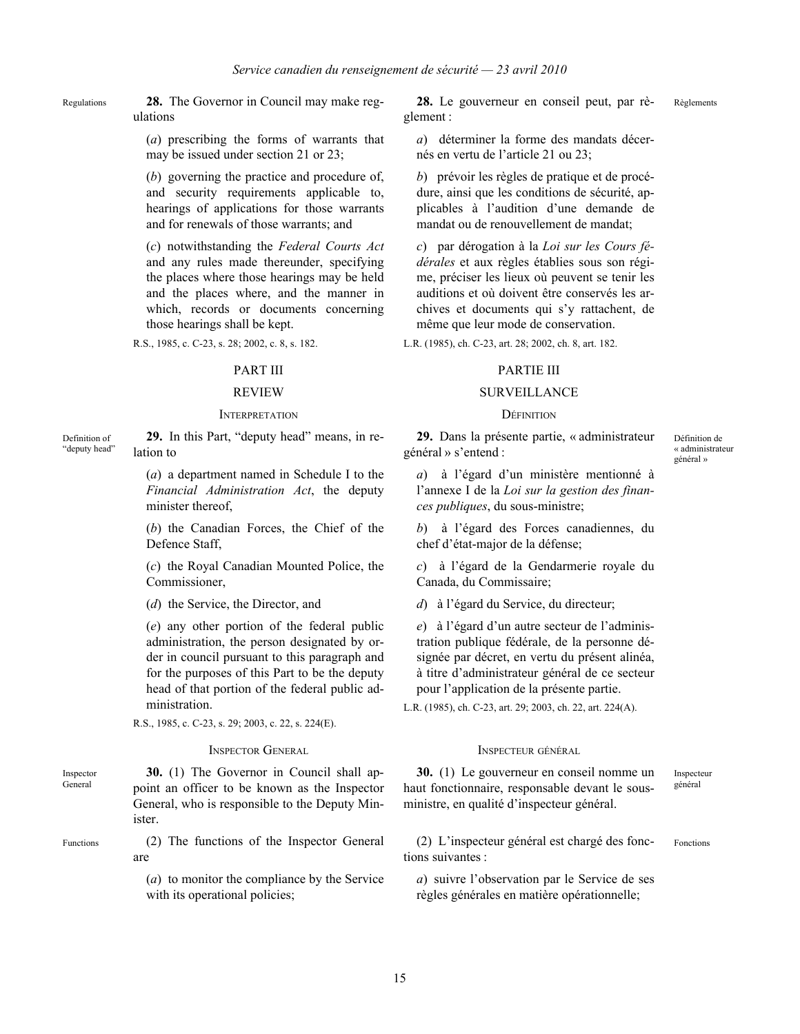Regulations

**28.** The Governor in Council may make regulations

(*a*) prescribing the forms of warrants that may be issued under section 21 or 23;

(*b*) governing the practice and procedure of, and security requirements applicable to, hearings of applications for those warrants and for renewals of those warrants; and

(*c*) notwithstanding the *Federal Courts Act* and any rules made thereunder, specifying the places where those hearings may be held and the places where, and the manner in which, records or documents concerning those hearings shall be kept.

R.S., 1985, c. C-23, s. 28; 2002, c. 8, s. 182.

## PART III

## REVIEW

### INTERPRETATION

Definition of "deputy head"

**29.** In this Part, "deputy head" means, in relation to

(*a*) a department named in Schedule I to the *Financial Administration Act*, the deputy minister thereof,

(*b*) the Canadian Forces, the Chief of the Defence Staff,

(*c*) the Royal Canadian Mounted Police, the Commissioner,

(*d*) the Service, the Director, and

(*e*) any other portion of the federal public administration, the person designated by order in council pursuant to this paragraph and for the purposes of this Part to be the deputy head of that portion of the federal public administration.

R.S., 1985, c. C-23, s. 29; 2003, c. 22, s. 224(E).

### INSPECTOR GENERAL

Inspector General

**30.** (1) The Governor in Council shall appoint an officer to be known as the Inspector General, who is responsible to the Deputy Minister.

Functions

(2) The functions of the Inspector General are

(*a*) to monitor the compliance by the Service with its operational policies;

---

Règlements

**28.** Le gouverneur en conseil peut, par règlement :

*a*) déterminer la forme des mandats décernés en vertu de l'article 21 ou 23;

*b*) prévoir les règles de pratique et de procédure, ainsi que les conditions de sécurité, applicables à l'audition d'une demande de mandat ou de renouvellement de mandat;

*c*) par dérogation à la *Loi sur les Cours fédérales* et aux règles établies sous son régime, préciser les lieux où peuvent se tenir les auditions et où doivent être conservés les archives et documents qui s'y rattachent, de même que leur mode de conservation.

L.R. (1985), ch. C-23, art. 28; 2002, ch. 8, art. 182.

## PARTIE III

## SURVEILLANCE

### DÉFINITION

Définition de « administrateur général »

**29.** Dans la présente partie, « administrateur général » s'entend :

*a*) à l'égard d'un ministère mentionné à l'annexe I de la *Loi sur la gestion des finances publiques*, du sous-ministre;

*b*) à l'égard des Forces canadiennes, du chef d'état-major de la défense;

*c*) à l'égard de la Gendarmerie royale du Canada, du Commissaire;

*d*) à l'égard du Service, du directeur;

*e*) à l'égard d'un autre secteur de l'administration publique fédérale, de la personne désignée par décret, en vertu du présent alinéa, à titre d'administrateur général de ce secteur pour l'application de la présente partie.

L.R. (1985), ch. C-23, art. 29; 2003, ch. 22, art. 224(A).

### INSPECTEUR GÉNÉRAL

Inspecteur général

**30.** (1) Le gouverneur en conseil nomme un haut fonctionnaire, responsable devant le sous-ministre, en qualité d'inspecteur général.

Fonctions

(2) L'inspecteur général est chargé des fonctions suivantes :

*a*) suivre l'observation par le Service de ses règles générales en matière opérationnelle;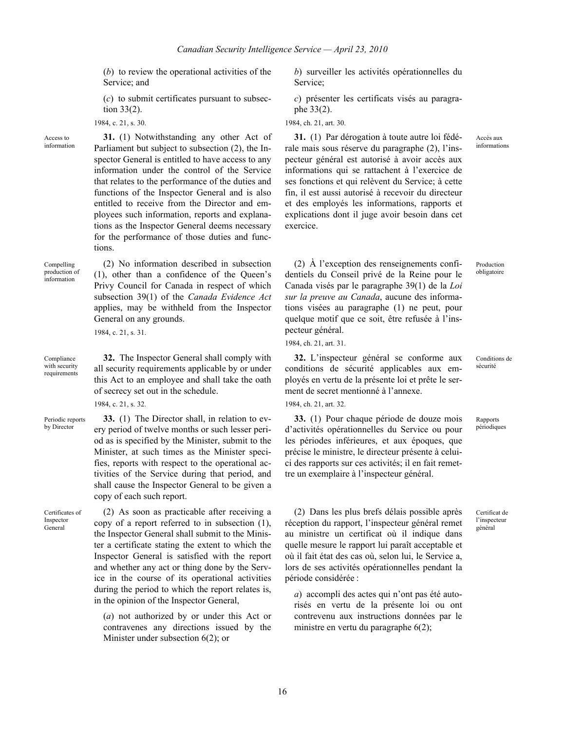(*b*) to review the operational activities of the Service; and

(*c*) to submit certificates pursuant to subsection 33(2).

1984, c. 21, s. 30.

Access to information

**31.** (1) Notwithstanding any other Act of Parliament but subject to subsection (2), the Inspector General is entitled to have access to any information under the control of the Service that relates to the performance of the duties and functions of the Inspector General and is also entitled to receive from the Director and employees such information, reports and explanations as the Inspector General deems necessary for the performance of those duties and functions.

Compelling production of information

(2) No information described in subsection (1), other than a confidence of the Queen's Privy Council for Canada in respect of which subsection 39(1) of the *Canada Evidence Act* applies, may be withheld from the Inspector General on any grounds.

1984, c. 21, s. 31.

Compliance with security requirements

**32.** The Inspector General shall comply with all security requirements applicable by or under this Act to an employee and shall take the oath of secrecy set out in the schedule.

1984, c. 21, s. 32.

Periodic reports by Director

**33.** (1) The Director shall, in relation to every period of twelve months or such lesser period as is specified by the Minister, submit to the Minister, at such times as the Minister specifies, reports with respect to the operational activities of the Service during that period, and shall cause the Inspector General to be given a copy of each such report.

Certificates of Inspector General

(2) As soon as practicable after receiving a copy of a report referred to in subsection (1), the Inspector General shall submit to the Minister a certificate stating the extent to which the Inspector General is satisfied with the report and whether any act or thing done by the Service in the course of its operational activities during the period to which the report relates is, in the opinion of the Inspector General,

(*a*) not authorized by or under this Act or contravenes any directions issued by the Minister under subsection 6(2); or

*b*) surveiller les activités opérationnelles du Service;

*c*) présenter les certificats visés au paragraphe 33(2).

1984, ch. 21, art. 30.

Accès aux informations

**31.** (1) Par dérogation à toute autre loi fédérale mais sous réserve du paragraphe (2), l'inspecteur général est autorisé à avoir accès aux informations qui se rattachent à l'exercice de ses fonctions et qui relèvent du Service; à cette fin, il est aussi autorisé à recevoir du directeur et des employés les informations, rapports et explications dont il juge avoir besoin dans cet exercice.

Production obligatoire

(2) À l'exception des renseignements confidentiels du Conseil privé de la Reine pour le Canada visés par le paragraphe 39(1) de la *Loi sur la preuve au Canada*, aucune des informations visées au paragraphe (1) ne peut, pour quelque motif que ce soit, être refusée à l'inspecteur général.

1984, ch. 21, art. 31.

Conditions de sécurité

**32.** L'inspecteur général se conforme aux conditions de sécurité applicables aux employés en vertu de la présente loi et prête le serment de secret mentionné à l'annexe.

1984, ch. 21, art. 32.

Rapports périodiques

**33.** (1) Pour chaque période de douze mois d'activités opérationnelles du Service ou pour les périodes inférieures, et aux époques, que précise le ministre, le directeur présente à celui-ci des rapports sur ces activités; il en fait remettre un exemplaire à l'inspecteur général.

Certificat de l'inspecteur général

(2) Dans les plus brefs délais possible après réception du rapport, l'inspecteur général remet au ministre un certificat où il indique dans quelle mesure le rapport lui paraît acceptable et où il fait état des cas où, selon lui, le Service a, lors de ses activités opérationnelles pendant la période considérée :

*a*) accompli des actes qui n'ont pas été autorisés en vertu de la présente loi ou ont contrevenu aux instructions données par le ministre en vertu du paragraphe 6(2);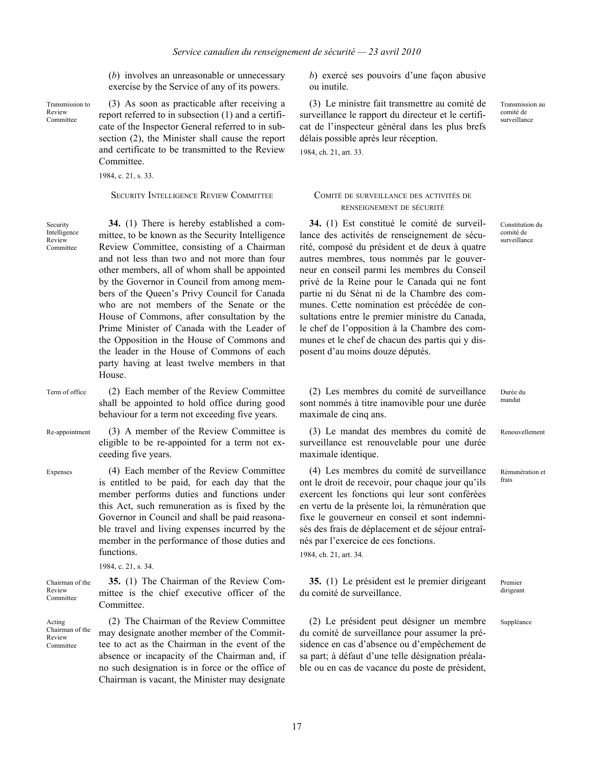(*b*) involves an unreasonable or unnecessary exercise by the Service of any of its powers.

*b*) exercé ses pouvoirs d'une façon abusive ou inutile.

Transmission to Review Committee

(3) As soon as practicable after receiving a report referred to in subsection (1) and a certificate of the Inspector General referred to in subsection (2), the Minister shall cause the report and certificate to be transmitted to the Review Committee.

1984, c. 21, s. 33.

Transmission au comité de surveillance

(3) Le ministre fait transmettre au comité de surveillance le rapport du directeur et le certificat de l'inspecteur général dans les plus brefs délais possible après leur réception.

1984, ch. 21, art. 33.

## SECURITY INTELLIGENCE REVIEW COMMITTEE

## COMITÉ DE SURVEILLANCE DES ACTIVITÉS DE RENSEIGNEMENT DE SÉCURITÉ

Security Intelligence Review Committee

**34.** (1) There is hereby established a committee, to be known as the Security Intelligence Review Committee, consisting of a Chairman and not less than two and not more than four other members, all of whom shall be appointed by the Governor in Council from among members of the Queen's Privy Council for Canada who are not members of the Senate or the House of Commons, after consultation by the Prime Minister of Canada with the Leader of the Opposition in the House of Commons and the leader in the House of Commons of each party having at least twelve members in that House.

Constitution du comité de surveillance

**34.** (1) Est constitué le comité de surveillance des activités de renseignement de sécurité, composé du président et de deux à quatre autres membres, tous nommés par le gouverneur en conseil parmi les membres du Conseil privé de la Reine pour le Canada qui ne font partie ni du Sénat ni de la Chambre des communes. Cette nomination est précédée de consultations entre le premier ministre du Canada, le chef de l'opposition à la Chambre des communes et le chef de chacun des partis qui y disposent d'au moins douze députés.

Term of office

(2) Each member of the Review Committee shall be appointed to hold office during good behaviour for a term not exceeding five years.

Durée du mandat

(2) Les membres du comité de surveillance sont nommés à titre inamovible pour une durée maximale de cinq ans.

Re-appointment

(3) A member of the Review Committee is eligible to be re-appointed for a term not exceeding five years.

Renouvellement

(3) Le mandat des membres du comité de surveillance est renouvelable pour une durée maximale identique.

Expenses

(4) Each member of the Review Committee is entitled to be paid, for each day that the member performs duties and functions under this Act, such remuneration as is fixed by the Governor in Council and shall be paid reasonable travel and living expenses incurred by the member in the performance of those duties and functions.

1984, c. 21, s. 34.

Rémunération et frais

(4) Les membres du comité de surveillance ont le droit de recevoir, pour chaque jour qu'ils exercent les fonctions qui leur sont conférées en vertu de la présente loi, la rémunération que fixe le gouverneur en conseil et sont indemnisés des frais de déplacement et de séjour entraînés par l'exercice de ces fonctions.

1984, ch. 21, art. 34.

Chairman of the Review Committee

**35.** (1) The Chairman of the Review Committee is the chief executive officer of the Committee.

Premier dirigeant

**35.** (1) Le président est le premier dirigeant du comité de surveillance.

Acting Chairman of the Review Committee

(2) The Chairman of the Review Committee may designate another member of the Committee to act as the Chairman in the event of the absence or incapacity of the Chairman and, if no such designation is in force or the office of Chairman is vacant, the Minister may designate

Suppléance

(2) Le président peut désigner un membre du comité de surveillance pour assumer la présidence en cas d'absence ou d'empêchement de sa part; à défaut d'une telle désignation préalable ou en cas de vacance du poste de président,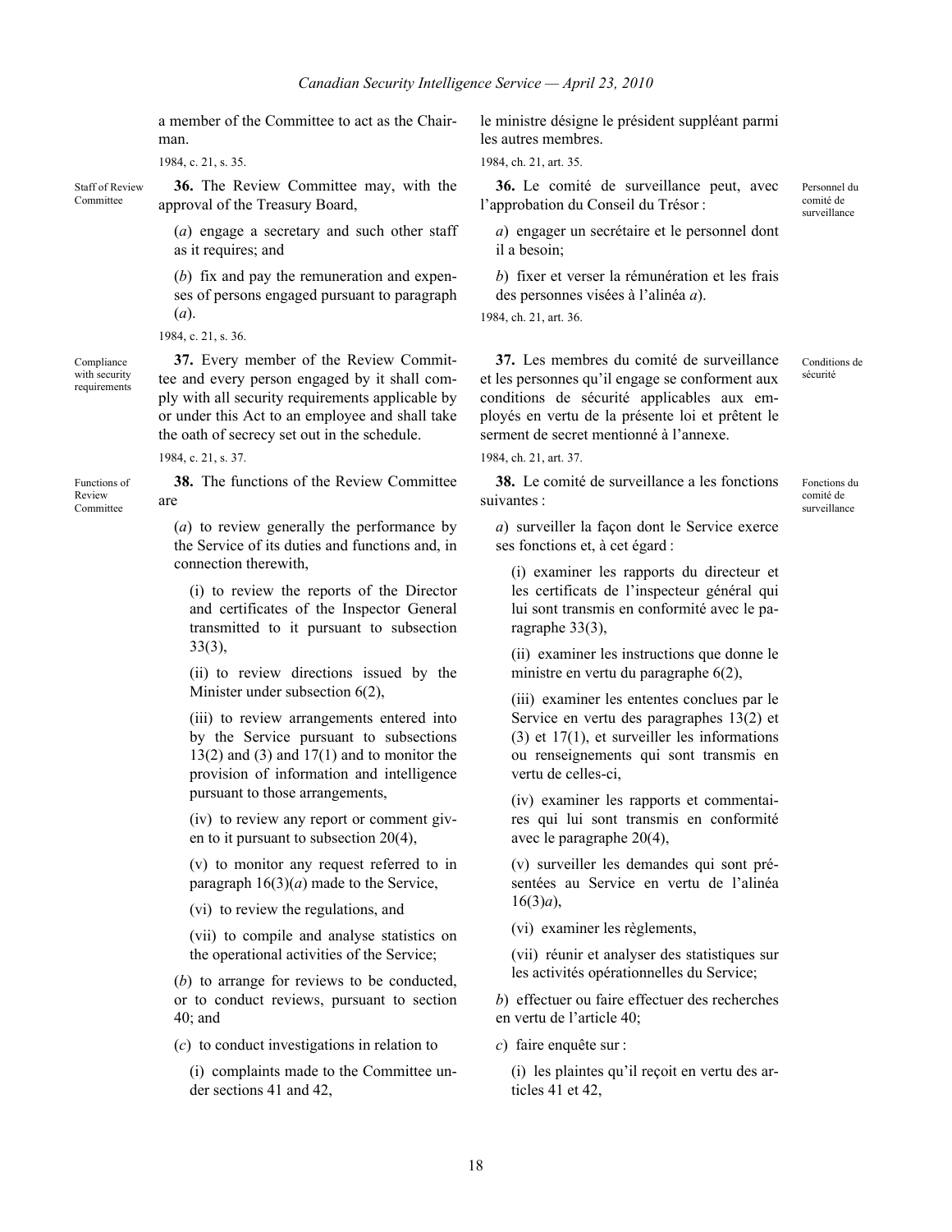a member of the Committee to act as the Chairman.

1984, c. 21, s. 35.

Staff of Review Committee

**36.** The Review Committee may, with the approval of the Treasury Board,

(*a*) engage a secretary and such other staff as it requires; and

(*b*) fix and pay the remuneration and expenses of persons engaged pursuant to paragraph (*a*).

1984, c. 21, s. 36.

Compliance with security requirements

**37.** Every member of the Review Committee and every person engaged by it shall comply with all security requirements applicable by or under this Act to an employee and shall take the oath of secrecy set out in the schedule.

1984, c. 21, s. 37.

Functions of Review Committee

**38.** The functions of the Review Committee are

(*a*) to review generally the performance by the Service of its duties and functions and, in connection therewith,

(i) to review the reports of the Director and certificates of the Inspector General transmitted to it pursuant to subsection 33(3),

(ii) to review directions issued by the Minister under subsection 6(2),

(iii) to review arrangements entered into by the Service pursuant to subsections 13(2) and (3) and 17(1) and to monitor the provision of information and intelligence pursuant to those arrangements,

(iv) to review any report or comment given to it pursuant to subsection 20(4),

(v) to monitor any request referred to in paragraph 16(3)(*a*) made to the Service,

(vi) to review the regulations, and

(vii) to compile and analyse statistics on the operational activities of the Service;

(*b*) to arrange for reviews to be conducted, or to conduct reviews, pursuant to section 40; and

(*c*) to conduct investigations in relation to

(i) complaints made to the Committee under sections 41 and 42,

le ministre désigne le président suppléant parmi les autres membres.

1984, ch. 21, art. 35.

Personnel du comité de surveillance

**36.** Le comité de surveillance peut, avec l'approbation du Conseil du Trésor :

*a*) engager un secrétaire et le personnel dont il a besoin;

*b*) fixer et verser la rémunération et les frais des personnes visées à l'alinéa *a*).

1984, ch. 21, art. 36.

Conditions de sécurité

**37.** Les membres du comité de surveillance et les personnes qu'il engage se conforment aux conditions de sécurité applicables aux employés en vertu de la présente loi et prêtent le serment de secret mentionné à l'annexe.

1984, ch. 21, art. 37.

Fonctions du comité de surveillance

**38.** Le comité de surveillance a les fonctions suivantes :

*a*) surveiller la façon dont le Service exerce ses fonctions et, à cet égard :

(i) examiner les rapports du directeur et les certificats de l'inspecteur général qui lui sont transmis en conformité avec le paragraphe 33(3),

(ii) examiner les instructions que donne le ministre en vertu du paragraphe 6(2),

(iii) examiner les ententes conclues par le Service en vertu des paragraphes 13(2) et (3) et 17(1), et surveiller les informations ou renseignements qui sont transmis en vertu de celles-ci,

(iv) examiner les rapports et commentaires qui lui sont transmis en conformité avec le paragraphe 20(4),

(v) surveiller les demandes qui sont présentées au Service en vertu de l'alinéa 16(3)*a*),

(vi) examiner les règlements,

(vii) réunir et analyser des statistiques sur les activités opérationnelles du Service;

*b*) effectuer ou faire effectuer des recherches en vertu de l'article 40;

*c*) faire enquête sur :

(i) les plaintes qu'il reçoit en vertu des articles 41 et 42,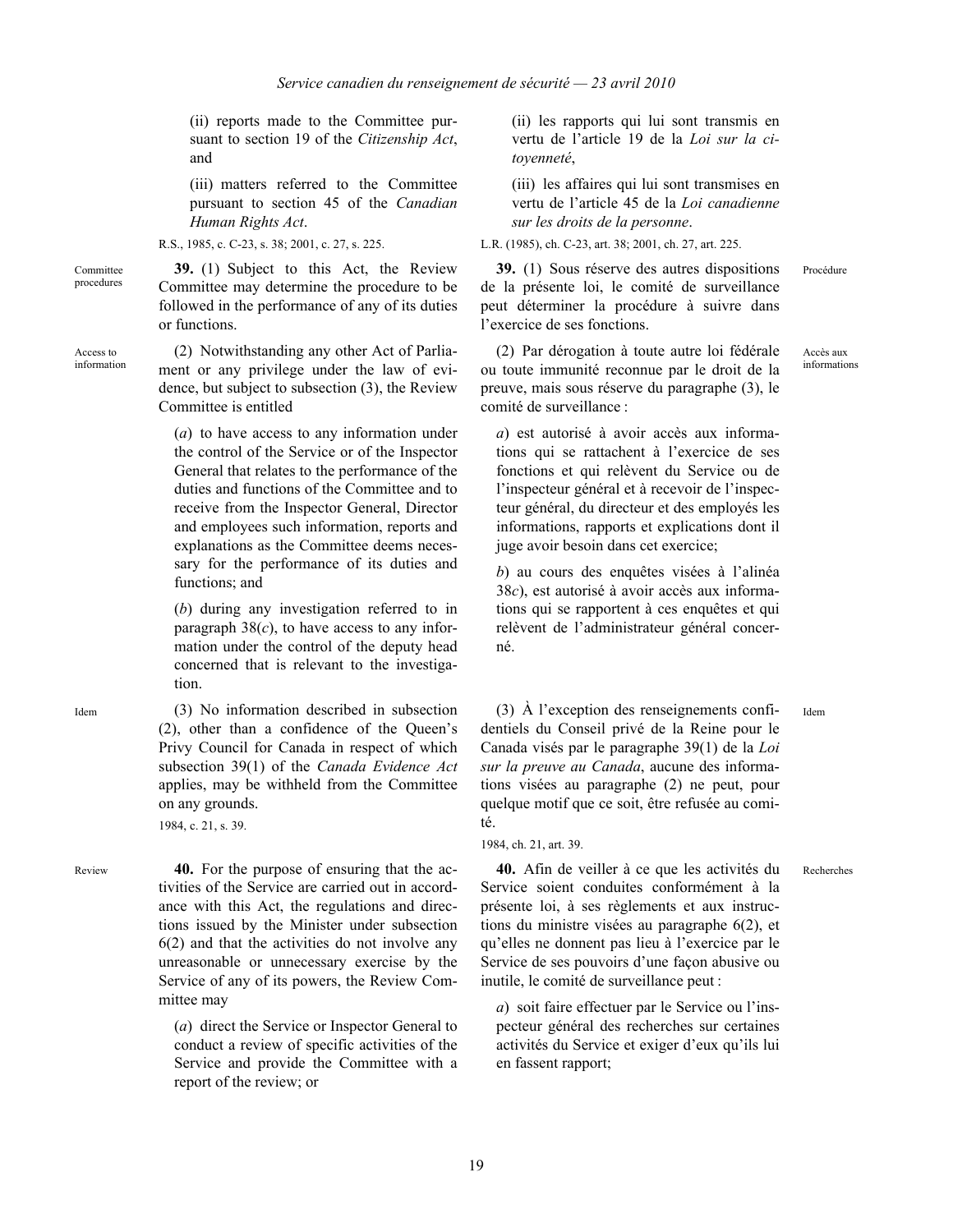(ii) reports made to the Committee pursuant to section 19 of the *Citizenship Act*, and

(iii) matters referred to the Committee pursuant to section 45 of the *Canadian Human Rights Act*.

R.S., 1985, c. C-23, s. 38; 2001, c. 27, s. 225.

Committee procedures

**39.** (1) Subject to this Act, the Review Committee may determine the procedure to be followed in the performance of any of its duties or functions.

Access to information

(2) Notwithstanding any other Act of Parliament or any privilege under the law of evidence, but subject to subsection (3), the Review Committee is entitled

(*a*) to have access to any information under the control of the Service or of the Inspector General that relates to the performance of the duties and functions of the Committee and to receive from the Inspector General, Director and employees such information, reports and explanations as the Committee deems necessary for the performance of its duties and functions; and

(*b*) during any investigation referred to in paragraph 38(*c*), to have access to any information under the control of the deputy head concerned that is relevant to the investigation.

Idem

(3) No information described in subsection (2), other than a confidence of the Queen's Privy Council for Canada in respect of which subsection 39(1) of the *Canada Evidence Act* applies, may be withheld from the Committee on any grounds.

1984, c. 21, s. 39.

Review

**40.** For the purpose of ensuring that the activities of the Service are carried out in accordance with this Act, the regulations and directions issued by the Minister under subsection 6(2) and that the activities do not involve any unreasonable or unnecessary exercise by the Service of any of its powers, the Review Committee may

(*a*) direct the Service or Inspector General to conduct a review of specific activities of the Service and provide the Committee with a report of the review; or

(ii) les rapports qui lui sont transmis en vertu de l'article 19 de la *Loi sur la citoyenneté*,

(iii) les affaires qui lui sont transmises en vertu de l'article 45 de la *Loi canadienne sur les droits de la personne*.

L.R. (1985), ch. C-23, art. 38; 2001, ch. 27, art. 225.

Procédure

**39.** (1) Sous réserve des autres dispositions de la présente loi, le comité de surveillance peut déterminer la procédure à suivre dans l'exercice de ses fonctions.

Accès aux informations

(2) Par dérogation à toute autre loi fédérale ou toute immunité reconnue par le droit de la preuve, mais sous réserve du paragraphe (3), le comité de surveillance :

*a*) est autorisé à avoir accès aux informations qui se rattachent à l'exercice de ses fonctions et qui relèvent du Service ou de l'inspecteur général et à recevoir de l'inspecteur général, du directeur et des employés les informations, rapports et explications dont il juge avoir besoin dans cet exercice;

*b*) au cours des enquêtes visées à l'alinéa 38*c*), est autorisé à avoir accès aux informations qui se rapportent à ces enquêtes et qui relèvent de l'administrateur général concerné.

Idem

(3) À l'exception des renseignements confidentiels du Conseil privé de la Reine pour le Canada visés par le paragraphe 39(1) de la *Loi sur la preuve au Canada*, aucune des informations visées au paragraphe (2) ne peut, pour quelque motif que ce soit, être refusée au comité.

1984, ch. 21, art. 39.

Recherches

**40.** Afin de veiller à ce que les activités du Service soient conduites conformément à la présente loi, à ses règlements et aux instructions du ministre visées au paragraphe 6(2), et qu'elles ne donnent pas lieu à l'exercice par le Service de ses pouvoirs d'une façon abusive ou inutile, le comité de surveillance peut :

*a*) soit faire effectuer par le Service ou l'inspecteur général des recherches sur certaines activités du Service et exiger d'eux qu'ils lui en fassent rapport;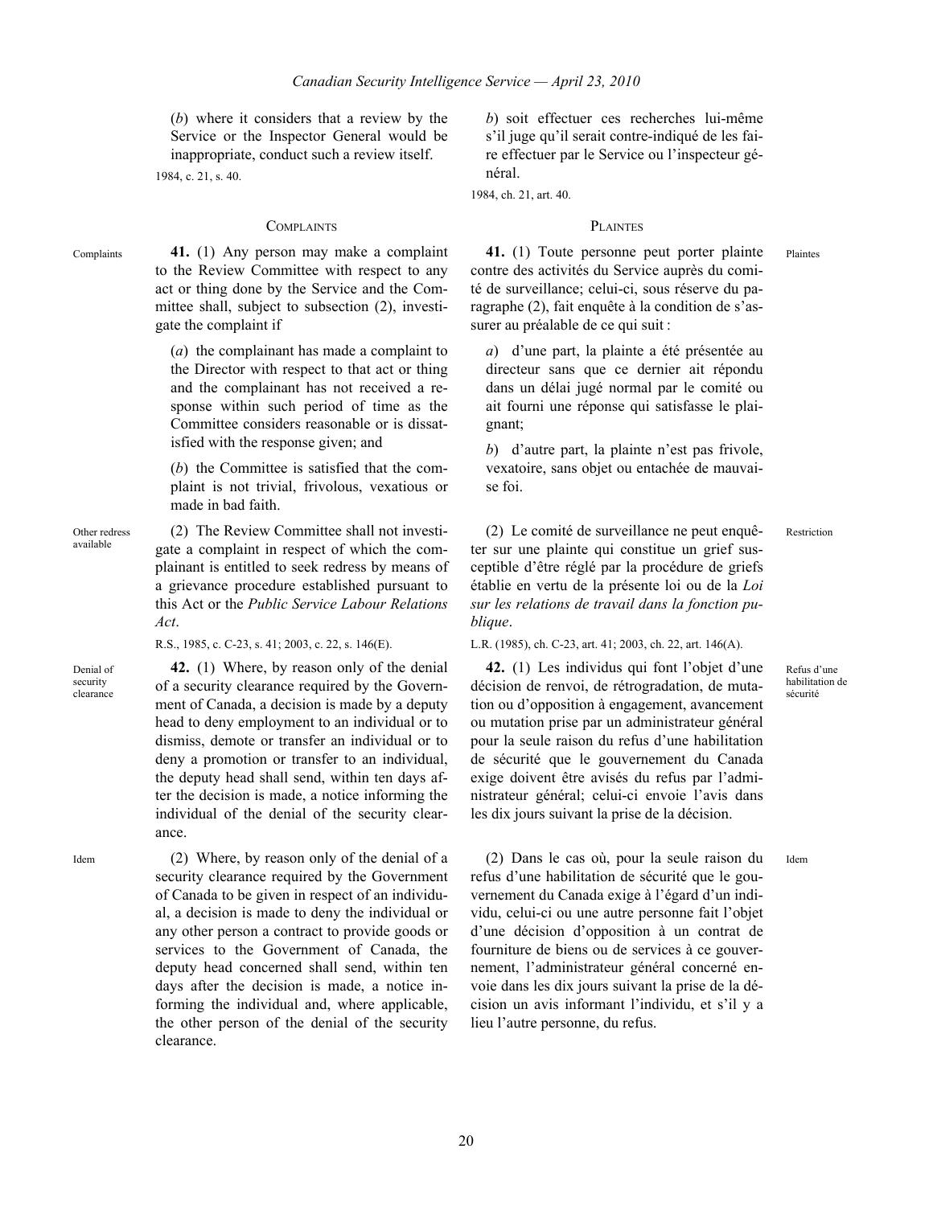(*b*) where it considers that a review by the Service or the Inspector General would be inappropriate, conduct such a review itself.

1984, c. 21, s. 40.

b) soit effectuer ces recherches lui-même s'il juge qu'il serait contre-indiqué de les faire effectuer par le Service ou l'inspecteur général.

1984, ch. 21, art. 40.

### COMPLAINTS

Complaints

**41.** (1) Any person may make a complaint to the Review Committee with respect to any act or thing done by the Service and the Committee shall, subject to subsection (2), investigate the complaint if

(*a*) the complainant has made a complaint to the Director with respect to that act or thing and the complainant has not received a response within such period of time as the Committee considers reasonable or is dissatisfied with the response given; and

(*b*) the Committee is satisfied that the complaint is not trivial, frivolous, vexatious or made in bad faith.

Other redress available

(2) The Review Committee shall not investigate a complaint in respect of which the complainant is entitled to seek redress by means of a grievance procedure established pursuant to this Act or the *Public Service Labour Relations Act*.

R.S., 1985, c. C-23, s. 41; 2003, c. 22, s. 146(E).

Denial of security clearance

**42.** (1) Where, by reason only of the denial of a security clearance required by the Government of Canada, a decision is made by a deputy head to deny employment to an individual or to dismiss, demote or transfer an individual or to deny a promotion or transfer to an individual, the deputy head shall send, within ten days after the decision is made, a notice informing the individual of the denial of the security clearance.

Idem

(2) Where, by reason only of the denial of a security clearance required by the Government of Canada to be given in respect of an individual, a decision is made to deny the individual or any other person a contract to provide goods or services to the Government of Canada, the deputy head concerned shall send, within ten days after the decision is made, a notice informing the individual and, where applicable, the other person of the denial of the security clearance.

### PLAINTES

Plaintes

**41.** (1) Toute personne peut porter plainte contre des activités du Service auprès du comité de surveillance; celui-ci, sous réserve du paragraphe (2), fait enquête à la condition de s'assurer au préalable de ce qui suit :

*a*) d'une part, la plainte a été présentée au directeur sans que ce dernier ait répondu dans un délai jugé normal par le comité ou ait fourni une réponse qui satisfasse le plaignant;

*b*) d'autre part, la plainte n'est pas frivole, vexatoire, sans objet ou entachée de mauvaise foi.

Restriction

(2) Le comité de surveillance ne peut enquêter sur une plainte qui constitue un grief susceptible d'être réglé par la procédure de griefs établie en vertu de la présente loi ou de la *Loi sur les relations de travail dans la fonction publique*.

L.R. (1985), ch. C-23, art. 41; 2003, ch. 22, art. 146(A).

Refus d'une habilitation de sécurité

**42.** (1) Les individus qui font l'objet d'une décision de renvoi, de rétrogradation, de mutation ou d'opposition à engagement, avancement ou mutation prise par un administrateur général pour la seule raison du refus d'une habilitation de sécurité que le gouvernement du Canada exige doivent être avisés du refus par l'administrateur général; celui-ci envoie l'avis dans les dix jours suivant la prise de la décision.

Idem

(2) Dans le cas où, pour la seule raison du refus d'une habilitation de sécurité que le gouvernement du Canada exige à l'égard d'un individu, celui-ci ou une autre personne fait l'objet d'une décision d'opposition à un contrat de fourniture de biens ou de services à ce gouvernement, l'administrateur général concerné envoie dans les dix jours suivant la prise de la décision un avis informant l'individu, et s'il y a lieu l'autre personne, du refus.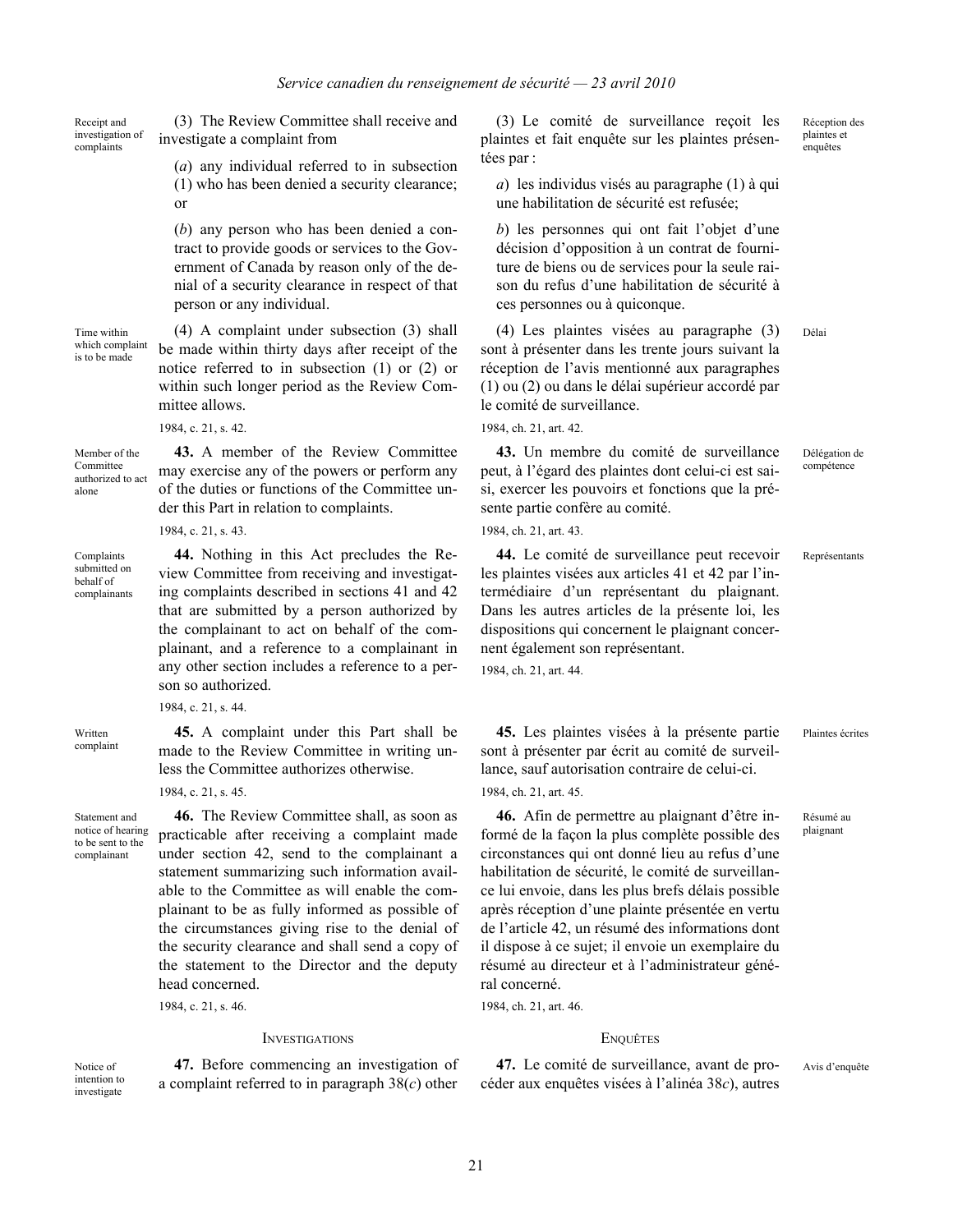Receipt and investigation of complaints

(3) The Review Committee shall receive and investigate a complaint from

(*a*) any individual referred to in subsection (1) who has been denied a security clearance; or

(*b*) any person who has been denied a contract to provide goods or services to the Government of Canada by reason only of the denial of a security clearance in respect of that person or any individual.

Time within which complaint is to be made

(4) A complaint under subsection (3) shall be made within thirty days after receipt of the notice referred to in subsection (1) or (2) or within such longer period as the Review Committee allows.

1984, c. 21, s. 42.

Member of the Committee authorized to act alone

**43.** A member of the Review Committee may exercise any of the powers or perform any of the duties or functions of the Committee under this Part in relation to complaints.

1984, c. 21, s. 43.

Complaints submitted on behalf of complainants

**44.** Nothing in this Act precludes the Review Committee from receiving and investigating complaints described in sections 41 and 42 that are submitted by a person authorized by the complainant to act on behalf of the complainant, and a reference to a complainant in any other section includes a reference to a person so authorized.

1984, c. 21, s. 44.

Written complaint

**45.** A complaint under this Part shall be made to the Review Committee in writing unless the Committee authorizes otherwise.

1984, c. 21, s. 45.

Statement and notice of hearing to be sent to the complainant

**46.** The Review Committee shall, as soon as practicable after receiving a complaint made under section 42, send to the complainant a statement summarizing such information available to the Committee as will enable the complainant to be as fully informed as possible of the circumstances giving rise to the denial of the security clearance and shall send a copy of the statement to the Director and the deputy head concerned.

1984, c. 21, s. 46.

INVESTIGATIONS

Notice of intention to investigate

**47.** Before commencing an investigation of a complaint referred to in paragraph 38(*c*) other

Réception des plaintes et enquêtes

(3) Le comité de surveillance reçoit les plaintes et fait enquête sur les plaintes présentées par :

*a*) les individus visés au paragraphe (1) à qui une habilitation de sécurité est refusée;

*b*) les personnes qui ont fait l'objet d'une décision d'opposition à un contrat de fourniture de biens ou de services pour la seule raison du refus d'une habilitation de sécurité à ces personnes ou à quiconque.

Délai

(4) Les plaintes visées au paragraphe (3) sont à présenter dans les trente jours suivant la réception de l'avis mentionné aux paragraphes (1) ou (2) ou dans le délai supérieur accordé par le comité de surveillance.

1984, ch. 21, art. 42.

Délégation de compétence

**43.** Un membre du comité de surveillance peut, à l'égard des plaintes dont celui-ci est saisi, exercer les pouvoirs et fonctions que la présente partie confère au comité.

1984, ch. 21, art. 43.

Représentants

**44.** Le comité de surveillance peut recevoir les plaintes visées aux articles 41 et 42 par l'intermédiaire d'un représentant du plaignant. Dans les autres articles de la présente loi, les dispositions qui concernent le plaignant concernent également son représentant.

1984, ch. 21, art. 44.

Plaintes écrites

**45.** Les plaintes visées à la présente partie sont à présenter par écrit au comité de surveillance, sauf autorisation contraire de celui-ci.

1984, ch. 21, art. 45.

Résumé au plaignant

**46.** Afin de permettre au plaignant d'être informé de la façon la plus complète possible des circonstances qui ont donné lieu au refus d'une habilitation de sécurité, le comité de surveillance lui envoie, dans les plus brefs délais possible après réception d'une plainte présentée en vertu de l'article 42, un résumé des informations dont il dispose à ce sujet; il envoie un exemplaire du résumé au directeur et à l'administrateur général concerné.

1984, ch. 21, art. 46.

ENQUÊTES

Avis d'enquête

**47.** Le comité de surveillance, avant de procéder aux enquêtes visées à l'alinéa 38*c*), autres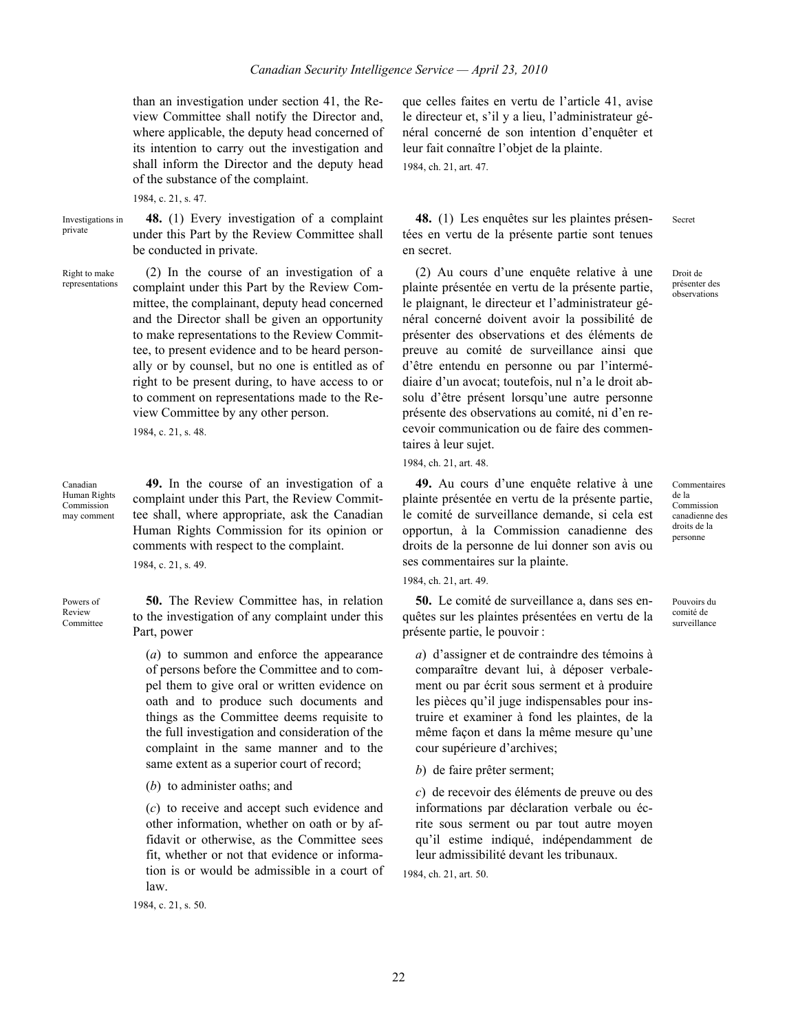than an investigation under section 41, the Review Committee shall notify the Director and, where applicable, the deputy head concerned of its intention to carry out the investigation and shall inform the Director and the deputy head of the substance of the complaint.

1984, c. 21, s. 47.

Investigations in private

**48.** (1) Every investigation of a complaint under this Part by the Review Committee shall be conducted in private.

Right to make representations

(2) In the course of an investigation of a complaint under this Part by the Review Committee, the complainant, deputy head concerned and the Director shall be given an opportunity to make representations to the Review Committee, to present evidence and to be heard personally or by counsel, but no one is entitled as of right to be present during, to have access to or to comment on representations made to the Review Committee by any other person.

1984, c. 21, s. 48.

Canadian Human Rights Commission may comment

**49.** In the course of an investigation of a complaint under this Part, the Review Committee shall, where appropriate, ask the Canadian Human Rights Commission for its opinion or comments with respect to the complaint.

1984, c. 21, s. 49.

Powers of Review Committee

**50.** The Review Committee has, in relation to the investigation of any complaint under this Part, power

(*a*) to summon and enforce the appearance of persons before the Committee and to compel them to give oral or written evidence on oath and to produce such documents and things as the Committee deems requisite to the full investigation and consideration of the complaint in the same manner and to the same extent as a superior court of record;

(*b*) to administer oaths; and

(*c*) to receive and accept such evidence and other information, whether on oath or by affidavit or otherwise, as the Committee sees fit, whether or not that evidence or information is or would be admissible in a court of law.

1984, c. 21, s. 50.

que celles faites en vertu de l’article 41, avise le directeur et, s’il y a lieu, l’administrateur général concerné de son intention d’enquêter et leur fait connaître l’objet de la plainte.

1984, ch. 21, art. 47.

Secret

**48.** (1) Les enquêtes sur les plaintes présentées en vertu de la présente partie sont tenues en secret.

Droit de présenter des observations

(2) Au cours d’une enquête relative à une plainte présentée en vertu de la présente partie, le plaignant, le directeur et l’administrateur général concerné doivent avoir la possibilité de présenter des observations et des éléments de preuve au comité de surveillance ainsi que d’être entendu en personne ou par l’intermédiaire d’un avocat; toutefois, nul n’a le droit absolu d’être présent lorsqu’une autre personne présente des observations au comité, ni d’en recevoir communication ou de faire des commentaires à leur sujet.

1984, ch. 21, art. 48.

Commentaires de la Commission canadienne des droits de la personne

**49.** Au cours d’une enquête relative à une plainte présentée en vertu de la présente partie, le comité de surveillance demande, si cela est opportun, à la Commission canadienne des droits de la personne de lui donner son avis ou ses commentaires sur la plainte.

1984, ch. 21, art. 49.

Pouvoirs du comité de surveillance

**50.** Le comité de surveillance a, dans ses enquêtes sur les plaintes présentées en vertu de la présente partie, le pouvoir :

*a*) d’assigner et de contraindre des témoins à comparaître devant lui, à déposer verbalement ou par écrit sous serment et à produire les pièces qu’il juge indispensables pour instruire et examiner à fond les plaintes, de la même façon et dans la même mesure qu’une cour supérieure d’archives;

*b*) de faire prêter serment;

*c*) de recevoir des éléments de preuve ou des informations par déclaration verbale ou écrite sous serment ou par tout autre moyen qu’il estime indiqué, indépendamment de leur admissibilité devant les tribunaux.

1984, ch. 21, art. 50.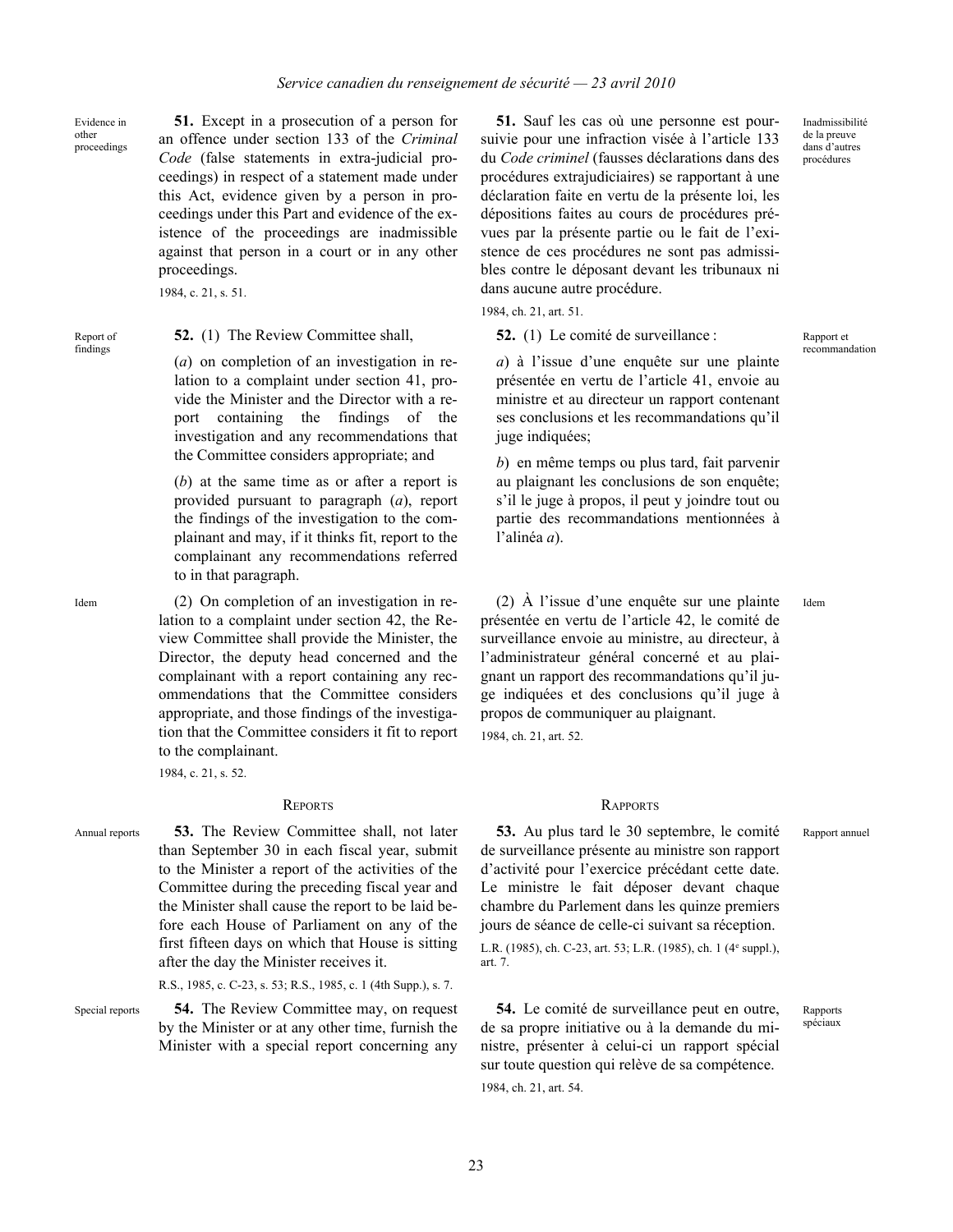Evidence in other proceedings

**51.** Except in a prosecution of a person for an offence under section 133 of the *Criminal Code* (false statements in extra-judicial proceedings) in respect of a statement made under this Act, evidence given by a person in proceedings under this Part and evidence of the existence of the proceedings are inadmissible against that person in a court or in any other proceedings.

1984, c. 21, s. 51.

Inadmissibilité de la preuve dans d'autres procédures

**51.** Sauf les cas où une personne est poursuivie pour une infraction visée à l'article 133 du *Code criminel* (fausses déclarations dans des procédures extrajudiciaires) se rapportant à une déclaration faite en vertu de la présente loi, les dépositions faites au cours de procédures prévues par la présente partie ou le fait de l'existence de ces procédures ne sont pas admissibles contre le déposant devant les tribunaux ni dans aucune autre procédure.

1984, ch. 21, art. 51.

Report of findings

**52.** (1) The Review Committee shall,

(*a*) on completion of an investigation in relation to a complaint under section 41, provide the Minister and the Director with a report containing the findings of the investigation and any recommendations that the Committee considers appropriate; and

(*b*) at the same time as or after a report is provided pursuant to paragraph (*a*), report the findings of the investigation to the complainant and may, if it thinks fit, report to the complainant any recommendations referred to in that paragraph.

Rapport et recommandation

**52.** (1) Le comité de surveillance :

*a*) à l'issue d'une enquête sur une plainte présentée en vertu de l'article 41, envoie au ministre et au directeur un rapport contenant ses conclusions et les recommandations qu'il juge indiquées;

*b*) en même temps ou plus tard, fait parvenir au plaignant les conclusions de son enquête; s'il le juge à propos, il peut y joindre tout ou partie des recommandations mentionnées à l'alinéa *a*).

Idem

(2) On completion of an investigation in relation to a complaint under section 42, the Review Committee shall provide the Minister, the Director, the deputy head concerned and the complainant with a report containing any recommendations that the Committee considers appropriate, and those findings of the investigation that the Committee considers it fit to report to the complainant.

1984, c. 21, s. 52.

Idem

(2) À l'issue d'une enquête sur une plainte présentée en vertu de l'article 42, le comité de surveillance envoie au ministre, au directeur, à l'administrateur général concerné et au plaignant un rapport des recommandations qu'il juge indiquées et des conclusions qu'il juge à propos de communiquer au plaignant.

1984, ch. 21, art. 52.

## REPORTS

Annual reports

**53.** The Review Committee shall, not later than September 30 in each fiscal year, submit to the Minister a report of the activities of the Committee during the preceding fiscal year and the Minister shall cause the report to be laid before each House of Parliament on any of the first fifteen days on which that House is sitting after the day the Minister receives it.

R.S., 1985, c. C-23, s. 53; R.S., 1985, c. 1 (4th Supp.), s. 7.

## RAPPORTS

Rapport annuel

**53.** Au plus tard le 30 septembre, le comité de surveillance présente au ministre son rapport d'activité pour l'exercice précédant cette date. Le ministre le fait déposer devant chaque chambre du Parlement dans les quinze premiers jours de séance de celle-ci suivant sa réception.

L.R. (1985), ch. C-23, art. 53; L.R. (1985), ch. 1 (4e suppl.), art. 7.

Special reports

**54.** The Review Committee may, on request by the Minister or at any other time, furnish the Minister with a special report concerning any

Rapports spéciaux

**54.** Le comité de surveillance peut en outre, de sa propre initiative ou à la demande du ministre, présenter à celui-ci un rapport spécial sur toute question qui relève de sa compétence.

1984, ch. 21, art. 54.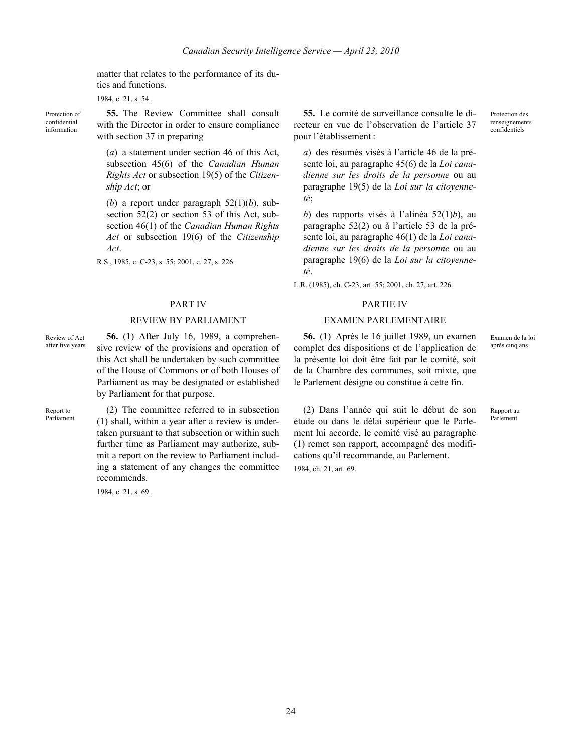matter that relates to the performance of its duties and functions.

1984, c. 21, s. 54.

Protection of confidential information

**55.** The Review Committee shall consult with the Director in order to ensure compliance with section 37 in preparing

(*a*) a statement under section 46 of this Act, subsection 45(6) of the *Canadian Human Rights Act* or subsection 19(5) of the *Citizenship Act*; or

(*b*) a report under paragraph 52(1)(*b*), subsection 52(2) or section 53 of this Act, subsection 46(1) of the *Canadian Human Rights Act* or subsection 19(6) of the *Citizenship Act*.

R.S., 1985, c. C-23, s. 55; 2001, c. 27, s. 226.

**55.** Le comité de surveillance consulte le directeur en vue de l'observation de l'article 37 pour l'établissement :

Protection des renseignements confidentiels

*a*) des résumés visés à l'article 46 de la présente loi, au paragraphe 45(6) de la *Loi canadienne sur les droits de la personne* ou au paragraphe 19(5) de la *Loi sur la citoyenneté*;

*b*) des rapports visés à l'alinéa 52(1)*b*), au paragraphe 52(2) ou à l'article 53 de la présente loi, au paragraphe 46(1) de la *Loi canadienne sur les droits de la personne* ou au paragraphe 19(6) de la *Loi sur la citoyenneté*.

L.R. (1985), ch. C-23, art. 55; 2001, ch. 27, art. 226.

## PART IV

## REVIEW BY PARLIAMENT

Review of Act after five years

**56.** (1) After July 16, 1989, a comprehensive review of the provisions and operation of this Act shall be undertaken by such committee of the House of Commons or of both Houses of Parliament as may be designated or established by Parliament for that purpose.

Report to Parliament

(2) The committee referred to in subsection (1) shall, within a year after a review is undertaken pursuant to that subsection or within such further time as Parliament may authorize, submit a report on the review to Parliament including a statement of any changes the committee recommends.

1984, c. 21, s. 69.

## PARTIE IV

## EXAMEN PARLEMENTAIRE

**56.** (1) Après le 16 juillet 1989, un examen complet des dispositions et de l'application de la présente loi doit être fait par le comité, soit de la Chambre des communes, soit mixte, que le Parlement désigne ou constitue à cette fin.

Examen de la loi après cinq ans

(2) Dans l'année qui suit le début de son étude ou dans le délai supérieur que le Parlement lui accorde, le comité visé au paragraphe (1) remet son rapport, accompagné des modifications qu'il recommande, au Parlement.

Rapport au Parlement

1984, ch. 21, art. 69.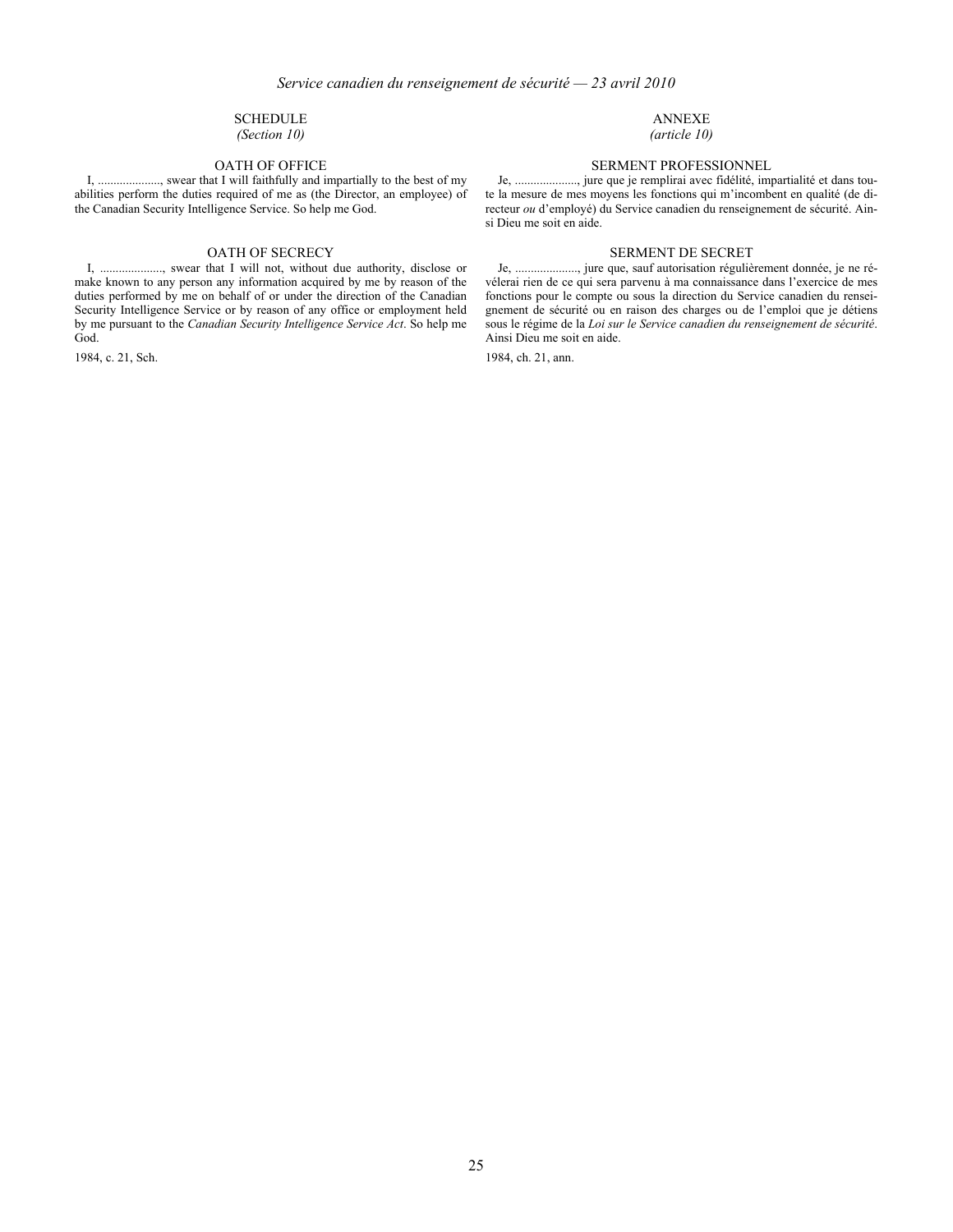## SCHEDULE
*(Section 10)*

### OATH OF OFFICE

I, ...................., swear that I will faithfully and impartially to the best of my abilities perform the duties required of me as (the Director, an employee) of the Canadian Security Intelligence Service. So help me God.

### OATH OF SECRECY

I, ...................., swear that I will not, without due authority, disclose or make known to any person any information acquired by me by reason of the duties performed by me on behalf of or under the direction of the Canadian Security Intelligence Service or by reason of any office or employment held by me pursuant to the *Canadian Security Intelligence Service Act*. So help me God.

1984, c. 21, Sch.

## ANNEXE
*(article 10)*

### SERMENT PROFESSIONNEL

Je, ...................., jure que je remplirai avec fidélité, impartialité et dans toute la mesure de mes moyens les fonctions qui m'incombent en qualité (de directeur *ou* d'employé) du Service canadien du renseignement de sécurité. Ainsi Dieu me soit en aide.

### SERMENT DE SECRET

Je, ...................., jure que, sauf autorisation régulièrement donnée, je ne révélerai rien de ce qui sera parvenu à ma connaissance dans l'exercice de mes fonctions pour le compte ou sous la direction du Service canadien du renseignement de sécurité ou en raison des charges ou de l'emploi que je détiens sous le régime de la *Loi sur le Service canadien du renseignement de sécurité*. Ainsi Dieu me soit en aide.

1984, ch. 21, ann.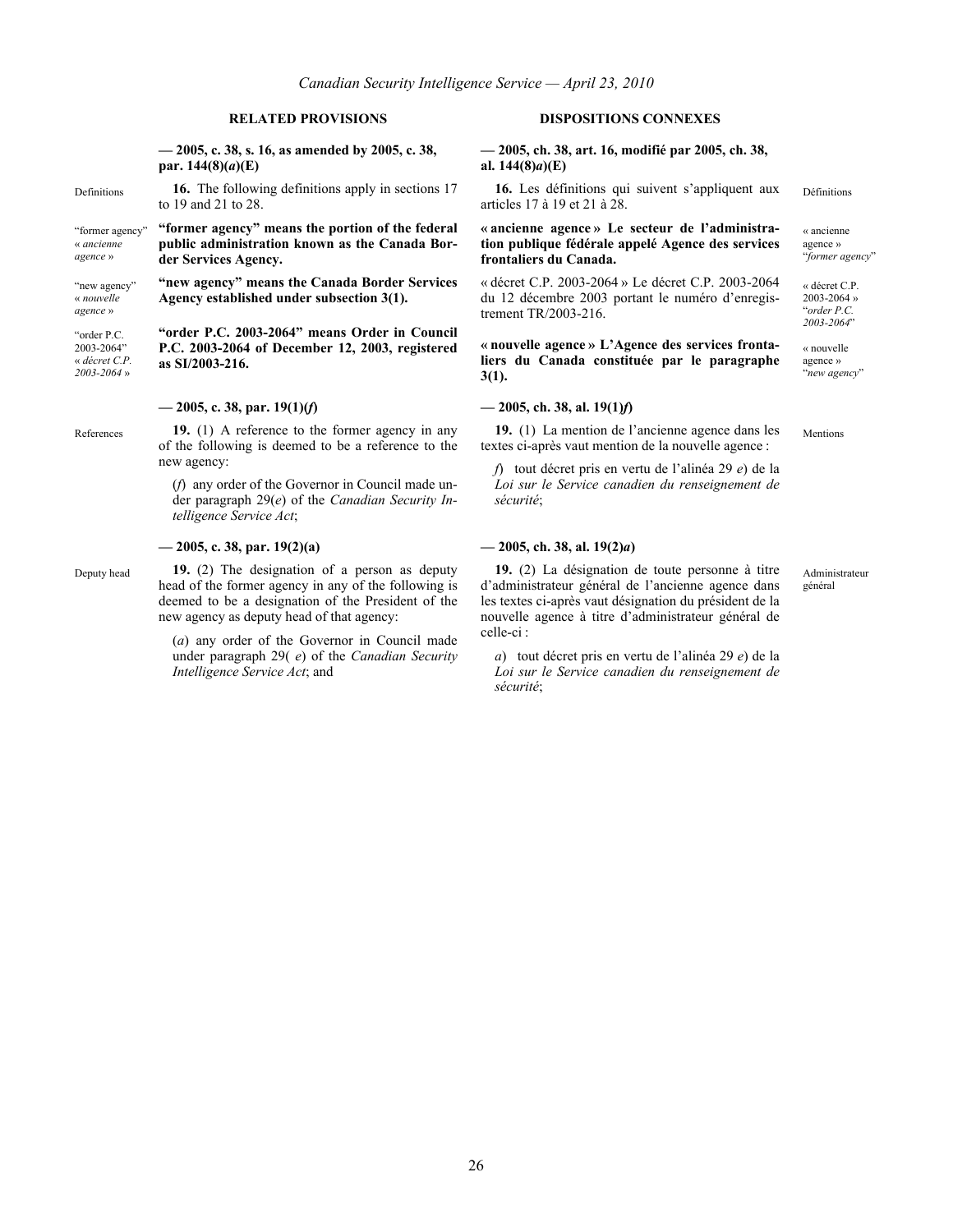## RELATED PROVISIONS

**— 2005, c. 38, s. 16, as amended by 2005, c. 38, par. 144(8)(*a*)(E)**

Definitions

**16.** The following definitions apply in sections 17 to 19 and 21 to 28.

"former agency" « *ancienne agence* »

**"former agency" means the portion of the federal public administration known as the Canada Border Services Agency.**

"new agency" « *nouvelle agence* »

**"new agency" means the Canada Border Services Agency established under subsection 3(1).**

"order P.C. 2003-2064" « *décret C.P. 2003-2064* »

**"order P.C. 2003-2064" means Order in Council P.C. 2003-2064 of December 12, 2003, registered as SI/2003-216.**

**— 2005, c. 38, par. 19(1)(*f*)**

References

**19.** (1) A reference to the former agency in any of the following is deemed to be a reference to the new agency:

(*f*) any order of the Governor in Council made under paragraph 29(*e*) of the *Canadian Security Intelligence Service Act*;

**— 2005, c. 38, par. 19(2)(a)**

Deputy head

**19.** (2) The designation of a person as deputy head of the former agency in any of the following is deemed to be a designation of the President of the new agency as deputy head of that agency:

(*a*) any order of the Governor in Council made under paragraph 29( *e*) of the *Canadian Security Intelligence Service Act*; and

## DISPOSITIONS CONNEXES

**— 2005, ch. 38, art. 16, modifié par 2005, ch. 38, al. 144(8)*a*)(E)**

Définitions

**16.** Les définitions qui suivent s'appliquent aux articles 17 à 19 et 21 à 28.

« ancienne agence » "*former agency*"

**« ancienne agence » Le secteur de l'administration publique fédérale appelé Agence des services frontaliers du Canada.**

« décret C.P. 2003-2064 » "*order P.C. 2003-2064*"

« décret C.P. 2003-2064 » Le décret C.P. 2003-2064 du 12 décembre 2003 portant le numéro d'enregistrement TR/2003-216.

« nouvelle agence » "*new agency*"

**« nouvelle agence » L'Agence des services frontaliers du Canada constituée par le paragraphe 3(1).**

**— 2005, ch. 38, al. 19(1)*f*)**

Mentions

**19.** (1) La mention de l'ancienne agence dans les textes ci-après vaut mention de la nouvelle agence :

*f*) tout décret pris en vertu de l'alinéa 29 *e*) de la *Loi sur le Service canadien du renseignement de sécurité*;

**— 2005, ch. 38, al. 19(2)*a*)**

Administrateur général

**19.** (2) La désignation de toute personne à titre d'administrateur général de l'ancienne agence dans les textes ci-après vaut désignation du président de la nouvelle agence à titre d'administrateur général de celle-ci :

*a*) tout décret pris en vertu de l'alinéa 29 *e*) de la *Loi sur le Service canadien du renseignement de sécurité*;